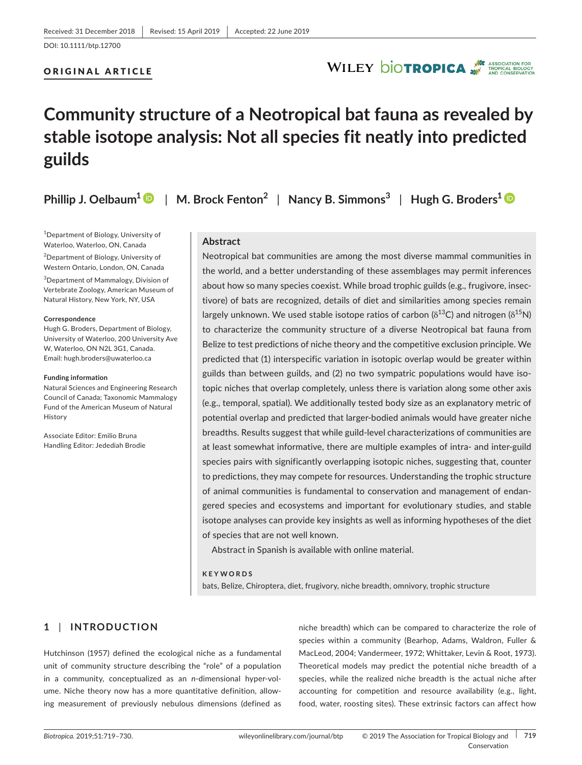Received: 31 December 2018 | Revised: 15 April 2019 | Accepted: 22 June 2019

DOI: 10.1111/btp.12700

ORIGINAL ARTICLE

# Community structure of a Neotropical bat fauna as revealed by stable isotope analysis: Not all species fit neatly into predicted guilds

**Phillip J. Oelbaum**[1] | **M. Brock Fenton**[2] | **Nancy B. Simmons**[3] | **Hugh G. Broders**[1]

[1]Department of Biology, University of Waterloo, Waterloo, ON, Canada

[2]Department of Biology, University of Western Ontario, London, ON, Canada

[3]Department of Mammalogy, Division of Vertebrate Zoology, American Museum of Natural History, New York, NY, USA

**Correspondence**
Hugh G. Broders, Department of Biology, University of Waterloo, 200 University Ave W, Waterloo, ON N2L 3G1, Canada.
Email: hugh.broders@uwaterloo.ca

**Funding information**
Natural Sciences and Engineering Research Council of Canada; Taxonomic Mammalogy Fund of the American Museum of Natural History

Associate Editor: Emilio Bruna
Handling Editor: Jedediah Brodie

## Abstract

Neotropical bat communities are among the most diverse mammal communities in the world, and a better understanding of these assemblages may permit inferences about how so many species coexist. While broad trophic guilds (e.g., frugivore, insectivore) of bats are recognized, details of diet and similarities among species remain largely unknown. We used stable isotope ratios of carbon ($\delta^{13}$C) and nitrogen ($\delta^{15}$N) to characterize the community structure of a diverse Neotropical bat fauna from Belize to test predictions of niche theory and the competitive exclusion principle. We predicted that (1) interspecific variation in isotopic overlap would be greater within guilds than between guilds, and (2) no two sympatric populations would have isotopic niches that overlap completely, unless there is variation along some other axis (e.g., temporal, spatial). We additionally tested body size as an explanatory metric of potential overlap and predicted that larger-bodied animals would have greater niche breadths. Results suggest that while guild-level characterizations of communities are at least somewhat informative, there are multiple examples of intra- and inter-guild species pairs with significantly overlapping isotopic niches, suggesting that, counter to predictions, they may compete for resources. Understanding the trophic structure of animal communities is fundamental to conservation and management of endangered species and ecosystems and important for evolutionary studies, and stable isotope analyses can provide key insights as well as informing hypotheses of the diet of species that are not well known.

Abstract in Spanish is available with online material.

**KEYWORDS**

bats, Belize, Chiroptera, diet, frugivory, niche breadth, omnivory, trophic structure

## 1 | INTRODUCTION

Hutchinson (1957) defined the ecological niche as a fundamental unit of community structure describing the "role" of a population in a community, conceptualized as an *n*-dimensional hyper-volume. Niche theory now has a more quantitative definition, allowing measurement of previously nebulous dimensions (defined as niche breadth) which can be compared to characterize the role of species within a community (Bearhop, Adams, Waldron, Fuller & MacLeod, 2004; Vandermeer, 1972; Whittaker, Levin & Root, 1973). Theoretical models may predict the potential niche breadth of a species, while the realized niche breadth is the actual niche after accounting for competition and resource availability (e.g., light, food, water, roosting sites). These extrinsic factors can affect how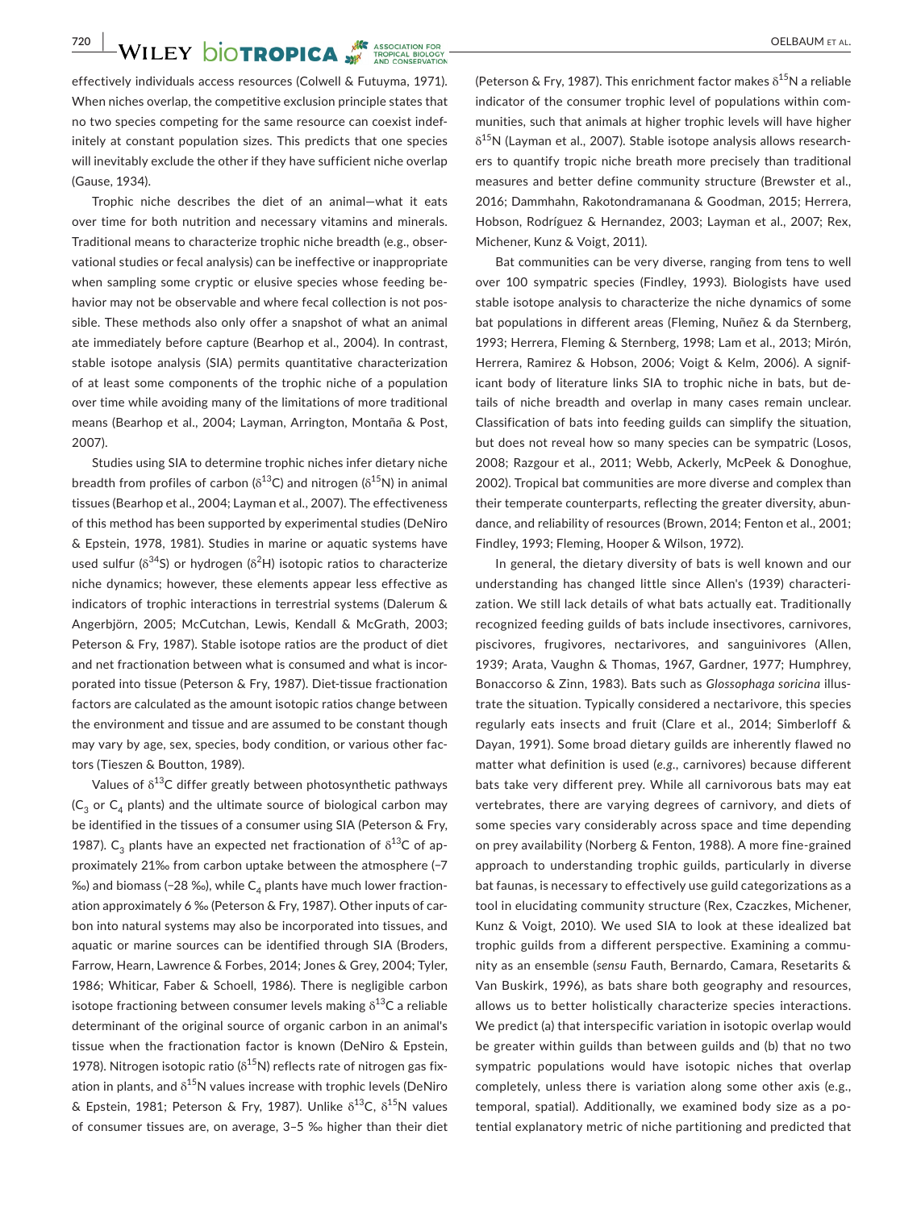effectively individuals access resources (Colwell & Futuyma, 1971). When niches overlap, the competitive exclusion principle states that no two species competing for the same resource can coexist indefinitely at constant population sizes. This predicts that one species will inevitably exclude the other if they have sufficient niche overlap (Gause, 1934).

Trophic niche describes the diet of an animal—what it eats over time for both nutrition and necessary vitamins and minerals. Traditional means to characterize trophic niche breadth (e.g., observational studies or fecal analysis) can be ineffective or inappropriate when sampling some cryptic or elusive species whose feeding behavior may not be observable and where fecal collection is not possible. These methods also only offer a snapshot of what an animal ate immediately before capture (Bearhop et al., 2004). In contrast, stable isotope analysis (SIA) permits quantitative characterization of at least some components of the trophic niche of a population over time while avoiding many of the limitations of more traditional means (Bearhop et al., 2004; Layman, Arrington, Montaña & Post, 2007).

Studies using SIA to determine trophic niches infer dietary niche breadth from profiles of carbon ($\delta^{13}$C) and nitrogen ($\delta^{15}$N) in animal tissues (Bearhop et al., 2004; Layman et al., 2007). The effectiveness of this method has been supported by experimental studies (DeNiro & Epstein, 1978, 1981). Studies in marine or aquatic systems have used sulfur ($\delta^{34}$S) or hydrogen ($\delta^{2}$H) isotopic ratios to characterize niche dynamics; however, these elements appear less effective as indicators of trophic interactions in terrestrial systems (Dalerum & Angerbjörn, 2005; McCutchan, Lewis, Kendall & McGrath, 2003; Peterson & Fry, 1987). Stable isotope ratios are the product of diet and net fractionation between what is consumed and what is incorporated into tissue (Peterson & Fry, 1987). Diet-tissue fractionation factors are calculated as the amount isotopic ratios change between the environment and tissue and are assumed to be constant though may vary by age, sex, species, body condition, or various other factors (Tieszen & Boutton, 1989).

Values of $\delta^{13}$C differ greatly between photosynthetic pathways ($C_3$ or $C_4$ plants) and the ultimate source of biological carbon may be identified in the tissues of a consumer using SIA (Peterson & Fry, 1987). $C_3$ plants have an expected net fractionation of $\delta^{13}$C of approximately 21‰ from carbon uptake between the atmosphere (−7 ‰) and biomass (−28 ‰), while $C_4$ plants have much lower fractionation approximately 6 ‰ (Peterson & Fry, 1987). Other inputs of carbon into natural systems may also be incorporated into tissues, and aquatic or marine sources can be identified through SIA (Broders, Farrow, Hearn, Lawrence & Forbes, 2014; Jones & Grey, 2004; Tyler, 1986; Whiticar, Faber & Schoell, 1986). There is negligible carbon isotope fractioning between consumer levels making $\delta^{13}$C a reliable determinant of the original source of organic carbon in an animal's tissue when the fractionation factor is known (DeNiro & Epstein, 1978). Nitrogen isotopic ratio ($\delta^{15}$N) reflects rate of nitrogen gas fixation in plants, and $\delta^{15}$N values increase with trophic levels (DeNiro & Epstein, 1981; Peterson & Fry, 1987). Unlike $\delta^{13}$C, $\delta^{15}$N values of consumer tissues are, on average, 3–5 ‰ higher than their diet (Peterson & Fry, 1987). This enrichment factor makes $\delta^{15}$N a reliable indicator of the consumer trophic level of populations within communities, such that animals at higher trophic levels will have higher $\delta^{15}$N (Layman et al., 2007). Stable isotope analysis allows researchers to quantify tropic niche breath more precisely than traditional measures and better define community structure (Brewster et al., 2016; Dammhahn, Rakotondramanana & Goodman, 2015; Herrera, Hobson, Rodríguez & Hernandez, 2003; Layman et al., 2007; Rex, Michener, Kunz & Voigt, 2011).

Bat communities can be very diverse, ranging from tens to well over 100 sympatric species (Findley, 1993). Biologists have used stable isotope analysis to characterize the niche dynamics of some bat populations in different areas (Fleming, Nuñez & da Sternberg, 1993; Herrera, Fleming & Sternberg, 1998; Lam et al., 2013; Mirón, Herrera, Ramirez & Hobson, 2006; Voigt & Kelm, 2006). A significant body of literature links SIA to trophic niche in bats, but details of niche breadth and overlap in many cases remain unclear. Classification of bats into feeding guilds can simplify the situation, but does not reveal how so many species can be sympatric (Losos, 2008; Razgour et al., 2011; Webb, Ackerly, McPeek & Donoghue, 2002). Tropical bat communities are more diverse and complex than their temperate counterparts, reflecting the greater diversity, abundance, and reliability of resources (Brown, 2014; Fenton et al., 2001; Findley, 1993; Fleming, Hooper & Wilson, 1972).

In general, the dietary diversity of bats is well known and our understanding has changed little since Allen's (1939) characterization. We still lack details of what bats actually eat. Traditionally recognized feeding guilds of bats include insectivores, carnivores, piscivores, frugivores, nectarivores, and sanguinivores (Allen, 1939; Arata, Vaughn & Thomas, 1967, Gardner, 1977; Humphrey, Bonaccorso & Zinn, 1983). Bats such as *Glossophaga soricina* illustrate the situation. Typically considered a nectarivore, this species regularly eats insects and fruit (Clare et al., 2014; Simberloff & Dayan, 1991). Some broad dietary guilds are inherently flawed no matter what definition is used (*e.g.*, carnivores) because different bats take very different prey. While all carnivorous bats may eat vertebrates, there are varying degrees of carnivory, and diets of some species vary considerably across space and time depending on prey availability (Norberg & Fenton, 1988). A more fine-grained approach to understanding trophic guilds, particularly in diverse bat faunas, is necessary to effectively use guild categorizations as a tool in elucidating community structure (Rex, Czaczkes, Michener, Kunz & Voigt, 2010). We used SIA to look at these idealized bat trophic guilds from a different perspective. Examining a community as an ensemble (*sensu* Fauth, Bernardo, Camara, Resetarits & Van Buskirk, 1996), as bats share both geography and resources, allows us to better holistically characterize species interactions. We predict (a) that interspecific variation in isotopic overlap would be greater within guilds than between guilds and (b) that no two sympatric populations would have isotopic niches that overlap completely, unless there is variation along some other axis (e.g., temporal, spatial). Additionally, we examined body size as a potential explanatory metric of niche partitioning and predicted that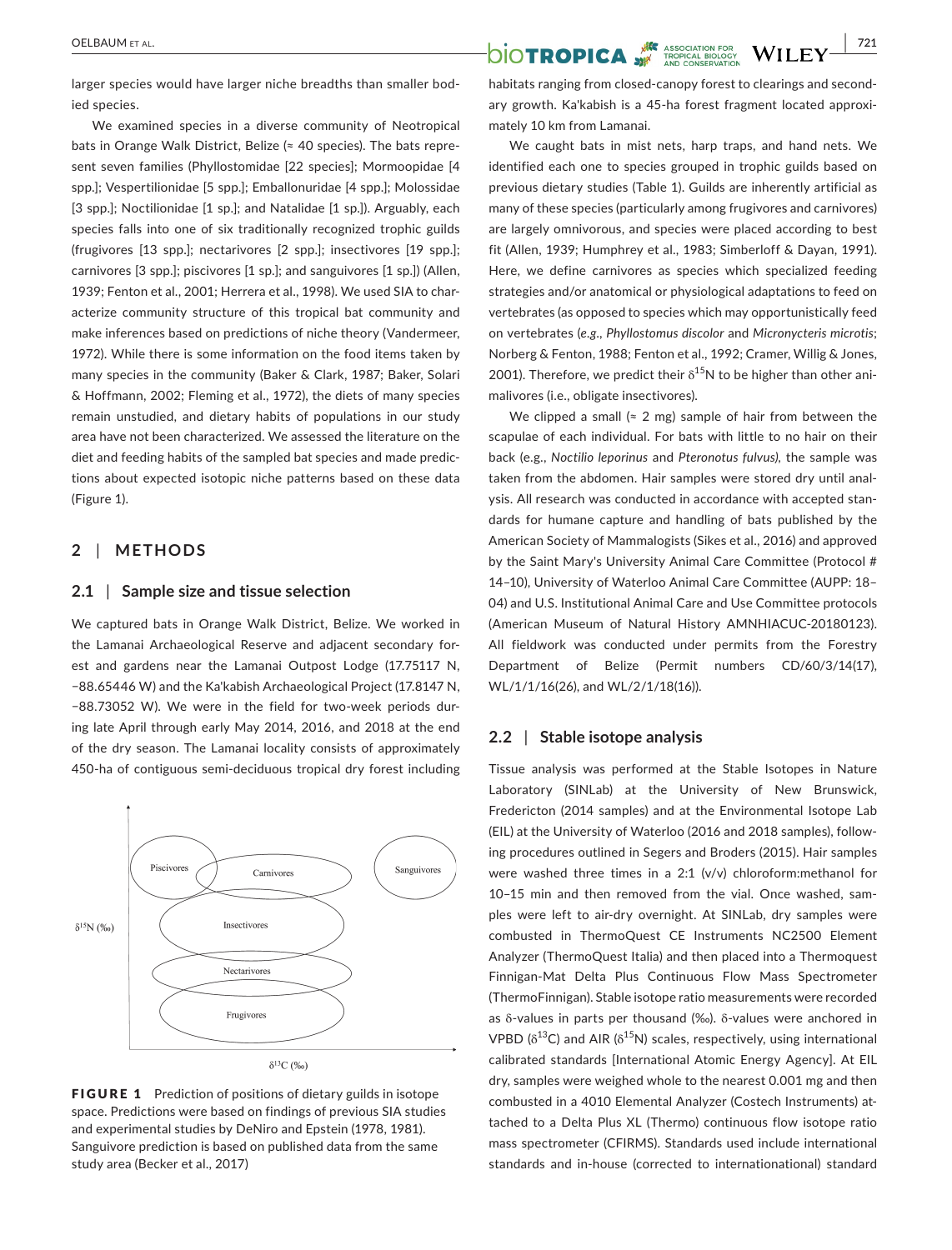larger species would have larger niche breadths than smaller bodied species.

We examined species in a diverse community of Neotropical bats in Orange Walk District, Belize (≈ 40 species). The bats represent seven families (Phyllostomidae [22 species]; Mormoopidae [4 spp.]; Vespertilionidae [5 spp.]; Emballonuridae [4 spp.]; Molossidae [3 spp.]; Noctilionidae [1 sp.]; and Natalidae [1 sp.]). Arguably, each species falls into one of six traditionally recognized trophic guilds (frugivores [13 spp.]; nectarivores [2 spp.]; insectivores [19 spp.]; carnivores [3 spp.]; piscivores [1 sp.]; and sanguivores [1 sp.]) (Allen, 1939; Fenton et al., 2001; Herrera et al., 1998). We used SIA to characterize community structure of this tropical bat community and make inferences based on predictions of niche theory (Vandermeer, 1972). While there is some information on the food items taken by many species in the community (Baker & Clark, 1987; Baker, Solari & Hoffmann, 2002; Fleming et al., 1972), the diets of many species remain unstudied, and dietary habits of populations in our study area have not been characterized. We assessed the literature on the diet and feeding habits of the sampled bat species and made predictions about expected isotopic niche patterns based on these data (Figure 1).

## 2 | METHODS

### 2.1 | Sample size and tissue selection

We captured bats in Orange Walk District, Belize. We worked in the Lamanai Archaeological Reserve and adjacent secondary forest and gardens near the Lamanai Outpost Lodge (17.75117 N, −88.65446 W) and the Ka'kabish Archaeological Project (17.8147 N, −88.73052 W). We were in the field for two-week periods during late April through early May 2014, 2016, and 2018 at the end of the dry season. The Lamanai locality consists of approximately 450-ha of contiguous semi-deciduous tropical dry forest including habitats ranging from closed-canopy forest to clearings and secondary growth. Ka'kabish is a 45-ha forest fragment located approximately 10 km from Lamanai.

**FIGURE 1** Prediction of positions of dietary guilds in isotope space. Predictions were based on findings of previous SIA studies and experimental studies by DeNiro and Epstein (1978, 1981). Sanguivore prediction is based on published data from the same study area (Becker et al., 2017)

We caught bats in mist nets, harp traps, and hand nets. We identified each one to species grouped in trophic guilds based on previous dietary studies (Table 1). Guilds are inherently artificial as many of these species (particularly among frugivores and carnivores) are largely omnivorous, and species were placed according to best fit (Allen, 1939; Humphrey et al., 1983; Simberloff & Dayan, 1991). Here, we define carnivores as species which specialized feeding strategies and/or anatomical or physiological adaptations to feed on vertebrates (as opposed to species which may opportunistically feed on vertebrates (*e.g.*, *Phyllostomus discolor* and *Micronycteris microtis*; Norberg & Fenton, 1988; Fenton et al., 1992; Cramer, Willig & Jones, 2001). Therefore, we predict their $\delta^{15}N$ to be higher than other animalivores (i.e., obligate insectivores).

We clipped a small (≈ 2 mg) sample of hair from between the scapulae of each individual. For bats with little to no hair on their back (e.g., *Noctilio leporinus* and *Pteronotus fulvus*), the sample was taken from the abdomen. Hair samples were stored dry until analysis. All research was conducted in accordance with accepted standards for humane capture and handling of bats published by the American Society of Mammalogists (Sikes et al., 2016) and approved by the Saint Mary's University Animal Care Committee (Protocol # 14–10), University of Waterloo Animal Care Committee (AUPP: 18–04) and U.S. Institutional Animal Care and Use Committee protocols (American Museum of Natural History AMNHIACUC-20180123). All fieldwork was conducted under permits from the Forestry Department of Belize (Permit numbers CD/60/3/14(17), WL/1/1/16(26), and WL/2/1/18(16)).

### 2.2 | Stable isotope analysis

Tissue analysis was performed at the Stable Isotopes in Nature Laboratory (SINLab) at the University of New Brunswick, Fredericton (2014 samples) and at the Environmental Isotope Lab (EIL) at the University of Waterloo (2016 and 2018 samples), following procedures outlined in Segers and Broders (2015). Hair samples were washed three times in a 2:1 (v/v) chloroform:methanol for 10–15 min and then removed from the vial. Once washed, samples were left to air-dry overnight. At SINLab, dry samples were combusted in ThermoQuest CE Instruments NC2500 Element Analyzer (ThermoQuest Italia) and then placed into a Thermoquest Finnigan-Mat Delta Plus Continuous Flow Mass Spectrometer (ThermoFinnigan). Stable isotope ratio measurements were recorded as δ-values in parts per thousand (‰). δ-values were anchored in VPBD ($\delta^{13}C$) and AIR ($\delta^{15}N$) scales, respectively, using international calibrated standards [International Atomic Energy Agency]. At EIL dry, samples were weighed whole to the nearest 0.001 mg and then combusted in a 4010 Elemental Analyzer (Costech Instruments) attached to a Delta Plus XL (Thermo) continuous flow isotope ratio mass spectrometer (CFIRMS). Standards used include international standards and in-house (corrected to internationational) standard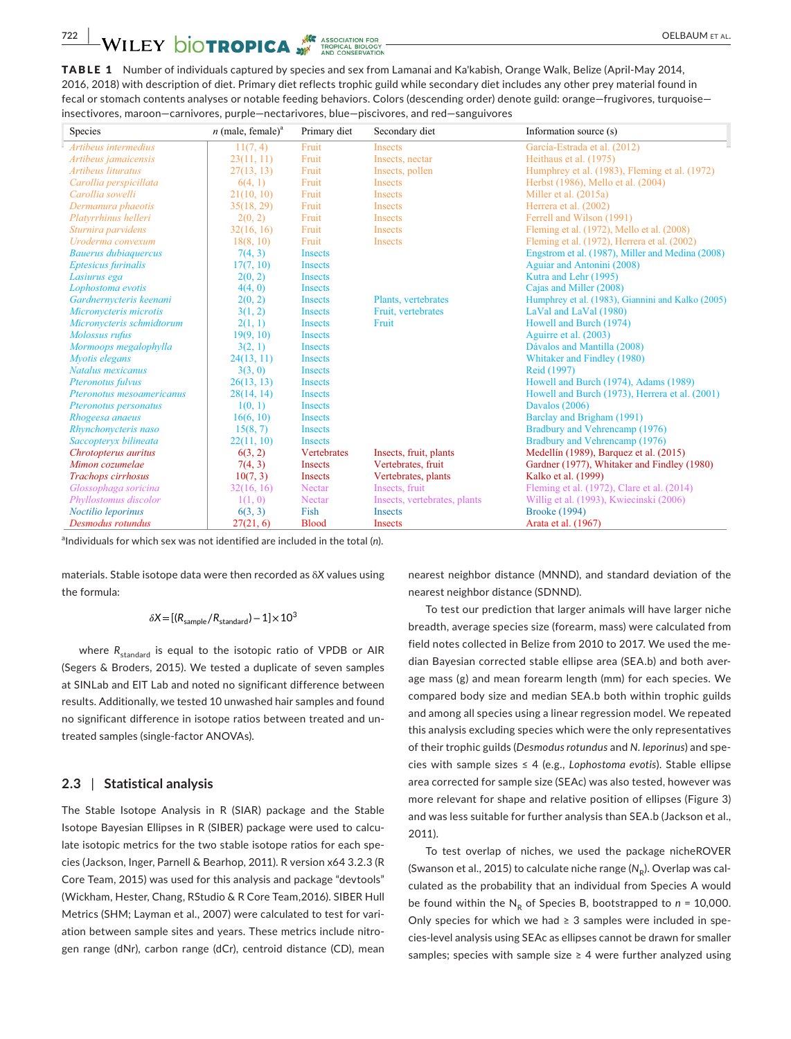**TABLE 1** Number of individuals captured by species and sex from Lamanai and Ka'kabish, Orange Walk, Belize (April-May 2014, 2016, 2018) with description of diet. Primary diet reflects trophic guild while secondary diet includes any other prey material found in fecal or stomach contents analyses or notable feeding behaviors. Colors (descending order) denote guild: orange—frugivores, turquoise—insectivores, maroon—carnivores, purple—nectarivores, blue—piscivores, and red—sanguivores

| Species | n (male, female)[a] | Primary diet | Secondary diet | Information source (s) |
|---|---|---|---|---|
| *Artibeus intermedius* | 11(7, 4) | Fruit | Insects | García-Estrada et al. (2012) |
| *Artibeus jamaicensis* | 23(11, 11) | Fruit | Insects, nectar | Heithaus et al. (1975) |
| *Artibeus lituratus* | 27(13, 13) | Fruit | Insects, pollen | Humphrey et al. (1983), Fleming et al. (1972) |
| *Carollia perspicillata* | 6(4, 1) | Fruit | Insects | Herbst (1986), Mello et al. (2004) |
| *Carollia sowelli* | 21(10, 10) | Fruit | Insects | Miller et al. (2015a) |
| *Dermanura phaeotis* | 35(18, 29) | Fruit | Insects | Herrera et al. (2002) |
| *Platyrrhinus helleri* | 2(0, 2) | Fruit | Insects | Ferrell and Wilson (1991) |
| *Sturnira parvidens* | 32(16, 16) | Fruit | Insects | Fleming et al. (1972), Mello et al. (2008) |
| *Uroderma convexum* | 18(8, 10) | Fruit | Insects | Fleming et al. (1972), Herrera et al. (2002) |
| *Bauerus dubiaquercus* | 7(4, 3) | Insects | | Engstrom et al. (1987), Miller and Medina (2008) |
| *Eptesicus furinalis* | 17(7, 10) | Insects | | Aguiar and Antonini (2008) |
| *Lasiurus ega* | 2(0, 2) | Insects | | Kutra and Lehr (1995) |
| *Lophostoma evotis* | 4(4, 0) | Insects | | Cajas and Miller (2008) |
| *Gardnernycteris keenani* | 2(0, 2) | Insects | Plants, vertebrates | Humphrey et al. (1983), Giannini and Kalko (2005) |
| *Micronycteris microtis* | 3(1, 2) | Insects | Fruit, vertebrates | LaVal and LaVal (1980) |
| *Micronycteris schmidtorum* | 2(1, 1) | Insects | Fruit | Howell and Burch (1974) |
| *Molossus rufus* | 19(9, 10) | Insects | | Aguirre et al. (2003) |
| *Mormoops megalophylla* | 3(2, 1) | Insects | | Dávalos and Mantilla (2008) |
| *Myotis elegans* | 24(13, 11) | Insects | | Whitaker and Findley (1980) |
| *Natalus mexicanus* | 3(3, 0) | Insects | | Reid (1997) |
| *Pteronotus fulvus* | 26(13, 13) | Insects | | Howell and Burch (1974), Adams (1989) |
| *Pteronotus mesoamericanus* | 28(14, 14) | Insects | | Howell and Burch (1973), Herrera et al. (2001) |
| *Pteronotus personatus* | 1(0, 1) | Insects | | Davalos (2006) |
| *Rhogeesa anaeus* | 16(6, 10) | Insects | | Barclay and Brigham (1991) |
| *Rhynchonycteris naso* | 15(8, 7) | Insects | | Bradbury and Vehrencamp (1976) |
| *Saccopteryx bilineata* | 22(11, 10) | Insects | | Bradbury and Vehrencamp (1976) |
| *Chrotopterus auritus* | 6(3, 2) | Vertebrates | Insects, fruit, plants | Medellín (1989), Barquez et al. (2015) |
| *Mimon cozumelae* | 7(4, 3) | Insects | Vertebrates, fruit | Gardner (1977), Whitaker and Findley (1980) |
| *Trachops cirrhosus* | 10(7, 3) | Insects | Vertebrates, plants | Kalko et al. (1999) |
| *Glossophaga soricina* | 32(16, 16) | Nectar | Insects, fruit | Fleming et al. (1972), Clare et al. (2014) |
| *Phyllostomus discolor* | 1(1, 0) | Nectar | Insects, vertebrates, plants | Willig et al. (1993), Kwiecinski (2006) |
| *Noctilio leporinus* | 6(3, 3) | Fish | Insects | Brooke (1994) |
| *Desmodus rotundus* | 27(21, 6) | Blood | Insects | Arata et al. (1967) |

[a]Individuals for which sex was not identified are included in the total (*n*).

materials. Stable isotope data were then recorded as δ*X* values using the formula:

$$\delta X = [(R_{\text{sample}}/R_{\text{standard}}) - 1] \times 10^3$$

where $R_{\text{standard}}$ is equal to the isotopic ratio of VPDB or AIR (Segers & Broders, 2015). We tested a duplicate of seven samples at SINLab and EIT Lab and noted no significant difference between results. Additionally, we tested 10 unwashed hair samples and found no significant difference in isotope ratios between treated and untreated samples (single-factor ANOVAs).

## 2.3 | Statistical analysis

The Stable Isotope Analysis in R (SIAR) package and the Stable Isotope Bayesian Ellipses in R (SIBER) package were used to calculate isotopic metrics for the two stable isotope ratios for each species (Jackson, Inger, Parnell & Bearhop, 2011). R version x64 3.2.3 (R Core Team, 2015) was used for this analysis and package "devtools" (Wickham, Hester, Chang, RStudio & R Core Team,2016). SIBER Hull Metrics (SHM; Layman et al., 2007) were calculated to test for variation between sample sites and years. These metrics include nitrogen range (dNr), carbon range (dCr), centroid distance (CD), mean nearest neighbor distance (MNND), and standard deviation of the nearest neighbor distance (SDNND).

To test our prediction that larger animals will have larger niche breadth, average species size (forearm, mass) were calculated from field notes collected in Belize from 2010 to 2017. We used the median Bayesian corrected stable ellipse area (SEA.b) and both average mass (g) and mean forearm length (mm) for each species. We compared body size and median SEA.b both within trophic guilds and among all species using a linear regression model. We repeated this analysis excluding species which were the only representatives of their trophic guilds (*Desmodus rotundus* and *N. leporinus*) and species with sample sizes ≤ 4 (e.g., *Lophostoma evotis*). Stable ellipse area corrected for sample size (SEAc) was also tested, however was more relevant for shape and relative position of ellipses (Figure 3) and was less suitable for further analysis than SEA.b (Jackson et al., 2011).

To test overlap of niches, we used the package nicheROVER (Swanson et al., 2015) to calculate niche range ($N_R$). Overlap was calculated as the probability that an individual from Species A would be found within the $N_R$ of Species B, bootstrapped to *n* = 10,000. Only species for which we had ≥ 3 samples were included in species-level analysis using SEAc as ellipses cannot be drawn for smaller samples; species with sample size ≥ 4 were further analyzed using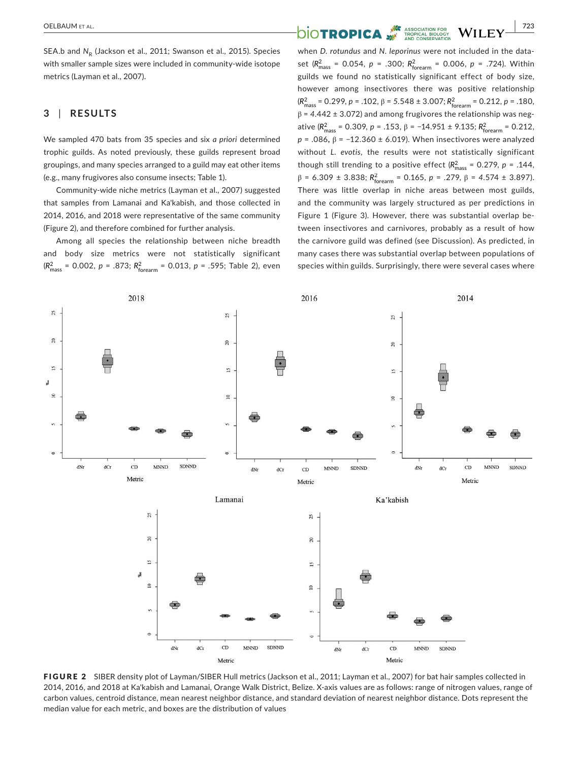SEA.b and $N_R$ (Jackson et al., 2011; Swanson et al., 2015). Species with smaller sample sizes were included in community-wide isotope metrics (Layman et al., 2007).

## 3 | RESULTS

We sampled 470 bats from 35 species and six *a priori* determined trophic guilds. As noted previously, these guilds represent broad groupings, and many species arranged to a guild may eat other items (e.g., many frugivores also consume insects; Table 1).

Community-wide niche metrics (Layman et al., 2007) suggested that samples from Lamanai and Ka'kabish, and those collected in 2014, 2016, and 2018 were representative of the same community (Figure 2), and therefore combined for further analysis.

Among all species the relationship between niche breadth and body size metrics were not statistically significant ($R^2_{mass}$ = 0.002, *p* = .873; $R^2_{forearm}$ = 0.013, *p* = .595; Table 2), even when *D. rotundus* and *N. leporinus* were not included in the dataset ($R^2_{mass}$ = 0.054, *p* = .300; $R^2_{forearm}$ = 0.006, *p* = .724). Within guilds we found no statistically significant effect of body size, however among insectivores there was positive relationship ($R^2_{mass}$ = 0.299, *p* = .102, β = 5.548 ± 3.007; $R^2_{forearm}$ = 0.212, *p* = .180, β = 4.442 ± 3.072) and among frugivores the relationship was negative ($R^2_{mass}$ = 0.309, *p* = .153, β = −14.951 ± 9.135; $R^2_{forearm}$ = 0.212, *p* = .086, β = −12.360 ± 6.019). When insectivores were analyzed without *L. evotis*, the results were not statistically significant though still trending to a positive effect ($R^2_{mass}$ = 0.279, *p* = .144, β = 6.309 ± 3.838; $R^2_{forearm}$ = 0.165, *p* = .279, β = 4.574 ± 3.897). There was little overlap in niche areas between most guilds, and the community was largely structured as per predictions in Figure 1 (Figure 3). However, there was substantial overlap between insectivores and carnivores, probably as a result of how the carnivore guild was defined (see Discussion). As predicted, in many cases there was substantial overlap between populations of species within guilds. Surprisingly, there were several cases where

**FIGURE 2** SIBER density plot of Layman/SIBER Hull metrics (Jackson et al., 2011; Layman et al., 2007) for bat hair samples collected in 2014, 2016, and 2018 at Ka'kabish and Lamanai, Orange Walk District, Belize. X-axis values are as follows: range of nitrogen values, range of carbon values, centroid distance, mean nearest neighbor distance, and standard deviation of nearest neighbor distance. Dots represent the median value for each metric, and boxes are the distribution of values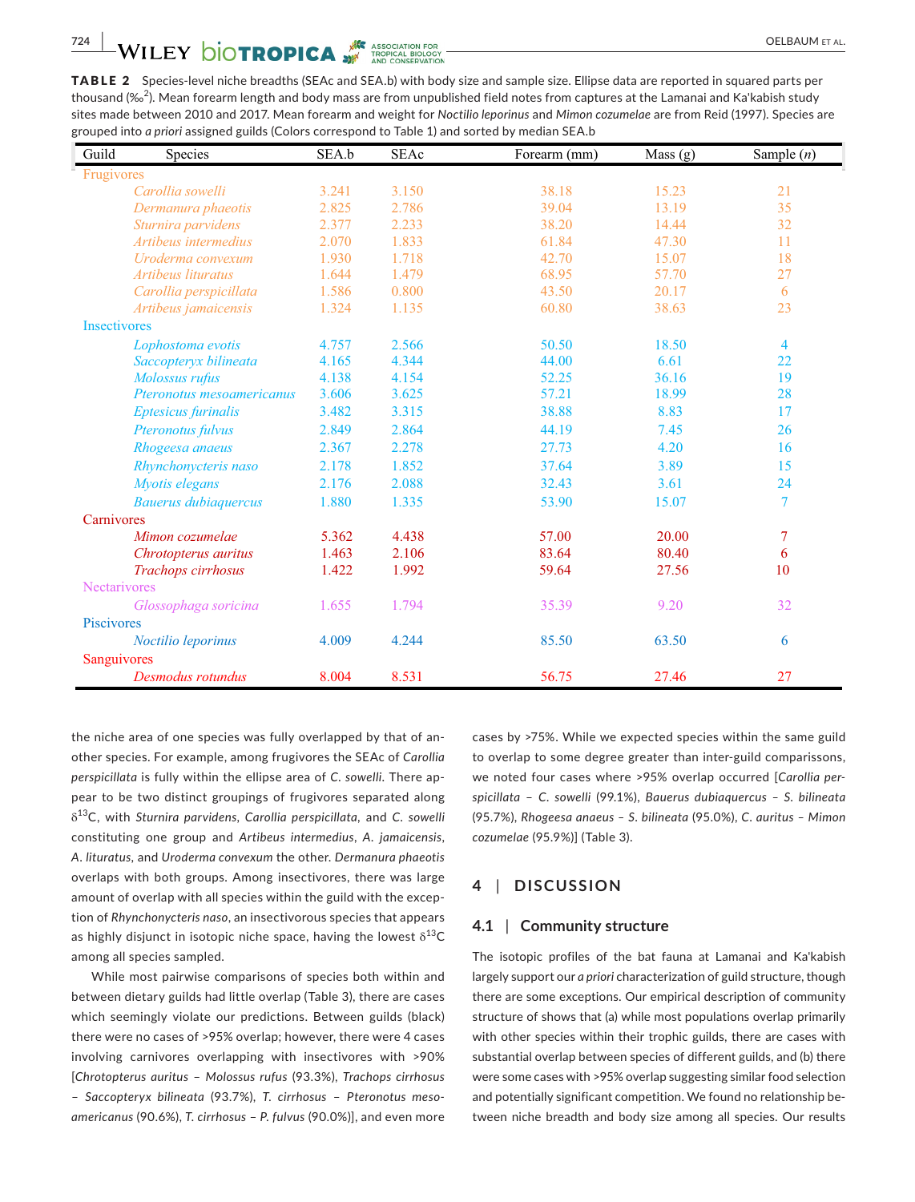**TABLE 2** Species-level niche breadths (SEAc and SEA.b) with body size and sample size. Ellipse data are reported in squared parts per thousand (‰$^2$). Mean forearm length and body mass are from unpublished field notes from captures at the Lamanai and Ka'kabish study sites made between 2010 and 2017. Mean forearm and weight for *Noctilio leporinus* and *Mimon cozumelae* are from Reid (1997). Species are grouped into *a priori* assigned guilds (Colors correspond to Table 1) and sorted by median SEA.b

| Guild | Species | SEA.b | SEAc | Forearm (mm) | Mass (g) | Sample (*n*) |
|---|---|---|---|---|---|---|
| Frugivores | | | | | | |
| | *Carollia sowelli* | 3.241 | 3.150 | 38.18 | 15.23 | 21 |
| | *Dermanura phaeotis* | 2.825 | 2.786 | 39.04 | 13.19 | 35 |
| | *Sturnira parvidens* | 2.377 | 2.233 | 38.20 | 14.44 | 32 |
| | *Artibeus intermedius* | 2.070 | 1.833 | 61.84 | 47.30 | 11 |
| | *Uroderma convexum* | 1.930 | 1.718 | 42.70 | 15.07 | 18 |
| | *Artibeus lituratus* | 1.644 | 1.479 | 68.95 | 57.70 | 27 |
| | *Carollia perspicillata* | 1.586 | 0.800 | 43.50 | 20.17 | 6 |
| | *Artibeus jamaicensis* | 1.324 | 1.135 | 60.80 | 38.63 | 23 |
| Insectivores | | | | | | |
| | *Lophostoma evotis* | 4.757 | 2.566 | 50.50 | 18.50 | 4 |
| | *Saccopteryx bilineata* | 4.165 | 4.344 | 44.00 | 6.61 | 22 |
| | *Molossus rufus* | 4.138 | 4.154 | 52.25 | 36.16 | 19 |
| | *Pteronotus mesoamericanus* | 3.606 | 3.625 | 57.21 | 18.99 | 28 |
| | *Eptesicus furinalis* | 3.482 | 3.315 | 38.88 | 8.83 | 17 |
| | *Pteronotus fulvus* | 2.849 | 2.864 | 44.19 | 7.45 | 26 |
| | *Rhogeesa anaeus* | 2.367 | 2.278 | 27.73 | 4.20 | 16 |
| | *Rhynchonycteris naso* | 2.178 | 1.852 | 37.64 | 3.89 | 15 |
| | *Myotis elegans* | 2.176 | 2.088 | 32.43 | 3.61 | 24 |
| | *Bauerus dubiaquercus* | 1.880 | 1.335 | 53.90 | 15.07 | 7 |
| Carnivores | | | | | | |
| | *Mimon cozumelae* | 5.362 | 4.438 | 57.00 | 20.00 | 7 |
| | *Chrotopterus auritus* | 1.463 | 2.106 | 83.64 | 80.40 | 6 |
| | *Trachops cirrhosus* | 1.422 | 1.992 | 59.64 | 27.56 | 10 |
| Nectarivores | | | | | | |
| | *Glossophaga soricina* | 1.655 | 1.794 | 35.39 | 9.20 | 32 |
| Piscivores | | | | | | |
| | *Noctilio leporinus* | 4.009 | 4.244 | 85.50 | 63.50 | 6 |
| Sanguivores | | | | | | |
| | *Desmodus rotundus* | 8.004 | 8.531 | 56.75 | 27.46 | 27 |

the niche area of one species was fully overlapped by that of another species. For example, among frugivores the SEAc of *Carollia perspicillata* is fully within the ellipse area of *C. sowelli*. There appear to be two distinct groupings of frugivores separated along $\delta^{13}$C, with *Sturnira parvidens*, *Carollia perspicillata*, and *C. sowelli* constituting one group and *Artibeus intermedius*, *A. jamaicensis*, *A. lituratus*, and *Uroderma convexum* the other. *Dermanura phaeotis* overlaps with both groups. Among insectivores, there was large amount of overlap with all species within the guild with the exception of *Rhynchonycteris naso*, an insectivorous species that appears as highly disjunct in isotopic niche space, having the lowest $\delta^{13}$C among all species sampled.

While most pairwise comparisons of species both within and between dietary guilds had little overlap (Table 3), there are cases which seemingly violate our predictions. Between guilds (black) there were no cases of >95% overlap; however, there were 4 cases involving carnivores overlapping with insectivores with >90% [*Chrotopterus auritus – Molossus rufus* (93.3%), *Trachops cirrhosus – Saccopteryx bilineata* (93.7%), *T. cirrhosus – Pteronotus mesoamericanus* (90.6%), *T. cirrhosus – P. fulvus* (90.0%)], and even more cases by >75%. While we expected species within the same guild to overlap to some degree greater than inter-guild comparissons, we noted four cases where >95% overlap occurred [*Carollia perspicillata – C. sowelli* (99.1%), *Bauerus dubiaquercus – S. bilineata* (95.7%), *Rhogeesa anaeus – S. bilineata* (95.0%), *C. auritus – Mimon cozumelae* (95.9%)] (Table 3).

## 4 | DISCUSSION

### 4.1 | Community structure

The isotopic profiles of the bat fauna at Lamanai and Ka'kabish largely support our *a priori* characterization of guild structure, though there are some exceptions. Our empirical description of community structure of shows that (a) while most populations overlap primarily with other species within their trophic guilds, there are cases with substantial overlap between species of different guilds, and (b) there were some cases with >95% overlap suggesting similar food selection and potentially significant competition. We found no relationship between niche breadth and body size among all species. Our results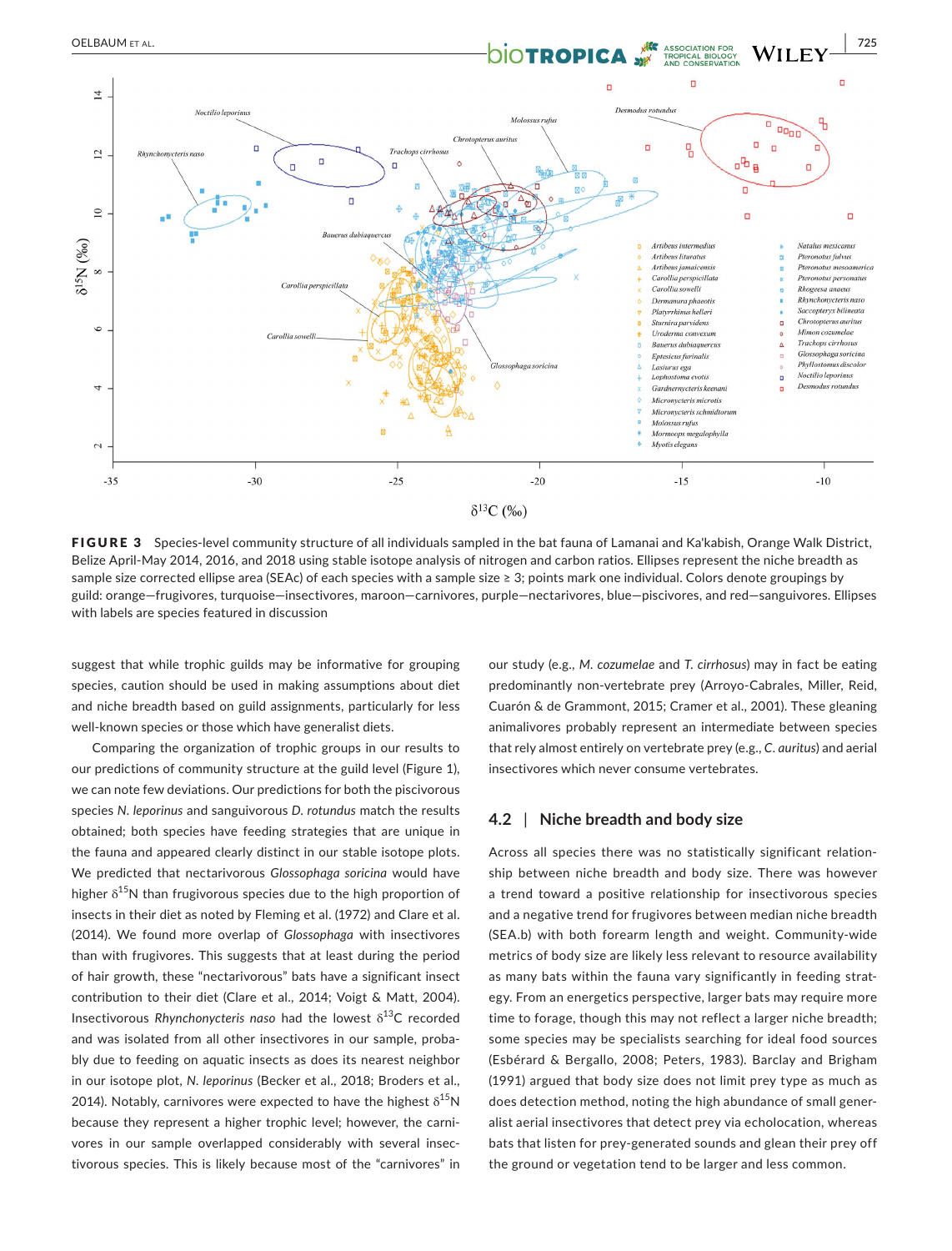**FIGURE 3** Species-level community structure of all individuals sampled in the bat fauna of Lamanai and Ka'kabish, Orange Walk District, Belize April-May 2014, 2016, and 2018 using stable isotope analysis of nitrogen and carbon ratios. Ellipses represent the niche breadth as sample size corrected ellipse area (SEAc) of each species with a sample size ≥ 3; points mark one individual. Colors denote groupings by guild: orange—frugivores, turquoise—insectivores, maroon—carnivores, purple—nectarivores, blue—piscivores, and red—sanguivores. Ellipses with labels are species featured in discussion

suggest that while trophic guilds may be informative for grouping species, caution should be used in making assumptions about diet and niche breadth based on guild assignments, particularly for less well-known species or those which have generalist diets.

Comparing the organization of trophic groups in our results to our predictions of community structure at the guild level (Figure 1), we can note few deviations. Our predictions for both the piscivorous species *N. leporinus* and sanguivorous *D. rotundus* match the results obtained; both species have feeding strategies that are unique in the fauna and appeared clearly distinct in our stable isotope plots. We predicted that nectarivorous *Glossophaga soricina* would have higher $\delta^{15}N$ than frugivorous species due to the high proportion of insects in their diet as noted by Fleming et al. (1972) and Clare et al. (2014). We found more overlap of *Glossophaga* with insectivores than with frugivores. This suggests that at least during the period of hair growth, these "nectarivorous" bats have a significant insect contribution to their diet (Clare et al., 2014; Voigt & Matt, 2004). Insectivorous *Rhynchonycteris naso* had the lowest $\delta^{13}C$ recorded and was isolated from all other insectivores in our sample, probably due to feeding on aquatic insects as does its nearest neighbor in our isotope plot, *N. leporinus* (Becker et al., 2018; Broders et al., 2014). Notably, carnivores were expected to have the highest $\delta^{15}N$ because they represent a higher trophic level; however, the carnivores in our sample overlapped considerably with several insectivorous species. This is likely because most of the "carnivores" in our study (e.g., *M. cozumelae* and *T. cirrhosus*) may in fact be eating predominantly non-vertebrate prey (Arroyo-Cabrales, Miller, Reid, Cuarón, & de Grammont, 2015; Cramer et al., 2001). These gleaning animalivores probably represent an intermediate between species that rely almost entirely on vertebrate prey (e.g., *C. auritus*) and aerial insectivores which never consume vertebrates.

## 4.2 | Niche breadth and body size

Across all species there was no statistically significant relationship between niche breadth and body size. There was however a trend toward a positive relationship for insectivorous species and a negative trend for frugivores between median niche breadth (SEA.b) with both forearm length and weight. Community-wide metrics of body size are likely less relevant to resource availability as many bats within the fauna vary significantly in feeding strategy. From an energetics perspective, larger bats may require more time to forage, though this may not reflect a larger niche breadth; some species may be specialists searching for ideal food sources (Esbérard & Bergallo, 2008; Peters, 1983). Barclay and Brigham (1991) argued that body size does not limit prey type as much as does detection method, noting the high abundance of small generalist aerial insectivores that detect prey via echolocation, whereas bats that listen for prey-generated sounds and glean their prey off the ground or vegetation tend to be larger and less common.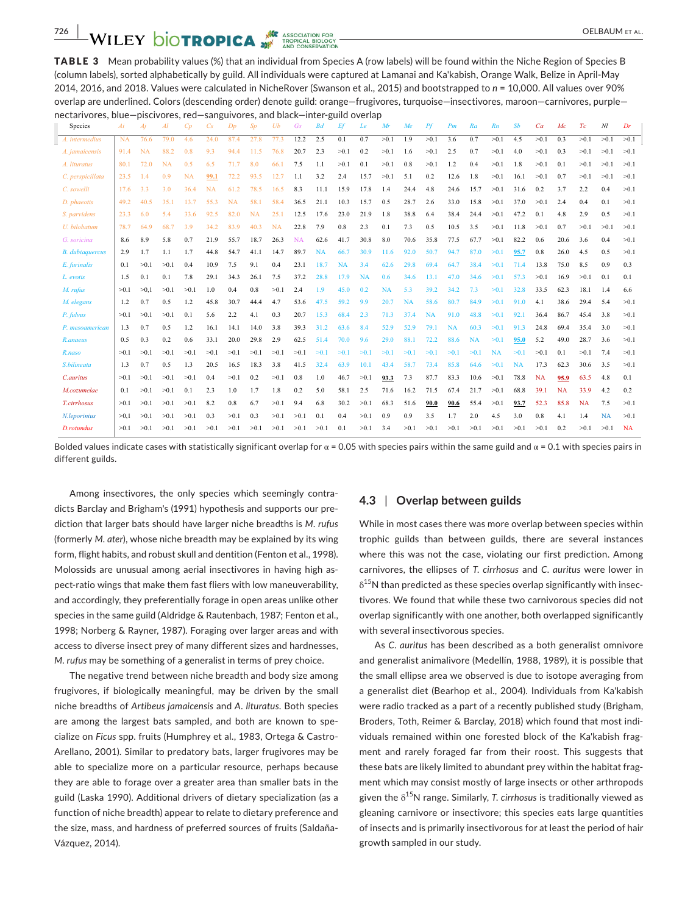**TABLE 3** Mean probability values (%) that an individual from Species A (row labels) will be found within the Niche Region of Species B (column labels), sorted alphabetically by guild. All individuals were captured at Lamanai and Ka'kabish, Orange Walk, Belize in April-May 2014, 2016, and 2018. Values were calculated in NicheRover (Swanson et al., 2015) and bootstrapped to *n* = 10,000. All values over 90% overlap are underlined. Colors (descending order) denote guild: orange—frugivores, turquoise—insectivores, maroon—carnivores, purple—nectarivores, blue—piscivores, red—sanguivores, and black—inter-guild overlap

| Species | *Ai* | *Aj* | *Al* | *Cp* | *Cs* | *Dp* | *Sp* | *Ub* | *Gs* | *Bd* | *Ef* | *Le* | *Mr* | *Me* | *Pf* | *Pm* | *Ra* | *Rn* | *Sb* | *Ca* | *Mc* | *Tc* | *Nl* | *Dr* |
|---|---|---|---|---|---|---|---|---|---|---|---|---|---|---|---|---|---|---|---|---|---|---|---|---|
| *A. intermedius* | NA | 76.6 | 79.0 | 4.6 | 24.0 | 87.4 | 27.8 | 77.3 | 12.2 | 2.5 | 0.1 | 0.7 | >0.1 | 1.9 | >0.1 | 3.6 | 0.7 | >0.1 | 4.5 | >0.1 | 0.3 | >0.1 | >0.1 | >0.1 |
| *A. jamaicensis* | 91.4 | NA | 88.2 | 0.8 | 9.3 | 94.4 | 11.5 | 76.8 | 20.7 | 2.3 | >0.1 | 0.2 | >0.1 | 1.6 | >0.1 | 2.5 | 0.7 | >0.1 | 4.0 | >0.1 | 0.3 | >0.1 | >0.1 | >0.1 |
| *A. lituratus* | 80.1 | 72.0 | NA | 0.5 | 6.5 | 71.7 | 8.0 | 66.1 | 7.5 | 1.1 | >0.1 | 0.1 | >0.1 | 0.8 | >0.1 | 1.2 | 0.4 | >0.1 | 1.8 | >0.1 | 0.1 | >0.1 | >0.1 | >0.1 |
| *C. perspicillata* | 23.5 | 1.4 | 0.9 | NA | **99.1** | 72.2 | 93.5 | 12.7 | 1.1 | 3.2 | 2.4 | 15.7 | >0.1 | 5.1 | 0.2 | 12.6 | 1.8 | >0.1 | 16.1 | >0.1 | 0.7 | >0.1 | >0.1 | >0.1 |
| *C. sowelli* | 17.6 | 3.3 | 3.0 | 36.4 | NA | 61.2 | 78.5 | 16.5 | 8.3 | 11.1 | 15.9 | 17.8 | 1.4 | 24.4 | 4.8 | 24.6 | 15.7 | >0.1 | 31.6 | 0.2 | 3.7 | 2.2 | 0.4 | >0.1 |
| *D. phaeotis* | 49.2 | 40.5 | 35.1 | 13.7 | 55.3 | NA | 58.1 | 58.4 | 36.5 | 21.1 | 10.3 | 15.7 | 0.5 | 28.7 | 2.6 | 33.0 | 15.8 | >0.1 | 37.0 | >0.1 | 2.4 | 0.4 | 0.1 | >0.1 |
| *S. parvidens* | 23.3 | 6.0 | 5.4 | 33.6 | 92.5 | 82.0 | NA | 25.1 | 12.5 | 17.6 | 23.0 | 21.9 | 1.8 | 38.8 | 6.4 | 38.4 | 24.4 | >0.1 | 47.2 | 0.1 | 4.8 | 2.9 | 0.5 | >0.1 |
| *U. bilobatum* | 78.7 | 64.9 | 68.7 | 3.9 | 34.2 | 83.9 | 40.3 | NA | 22.8 | 7.9 | 0.8 | 2.3 | 0.1 | 7.3 | 0.5 | 10.5 | 3.5 | >0.1 | 11.8 | >0.1 | 0.7 | >0.1 | >0.1 | >0.1 |
| *G. soricina* | 8.6 | 8.9 | 5.8 | 0.7 | 21.9 | 55.7 | 18.7 | 26.3 | NA | 62.6 | 41.7 | 30.8 | 8.0 | 70.6 | 35.8 | 77.5 | 67.7 | >0.1 | 82.2 | 0.6 | 20.6 | 3.6 | 0.4 | >0.1 |
| *B. dubiaquercus* | 2.9 | 1.7 | 1.1 | 1.7 | 44.8 | 54.7 | 41.1 | 14.7 | 89.7 | NA | 66.7 | 30.9 | 11.6 | 92.0 | 50.7 | 94.7 | 87.0 | >0.1 | **95.7** | 0.8 | 26.0 | 4.5 | 0.5 | >0.1 |
| *E. furinalis* | 0.1 | >0.1 | >0.1 | 0.4 | 10.9 | 7.5 | 9.1 | 0.4 | 23.1 | 18.7 | NA | 3.4 | 62.6 | 29.8 | 69.4 | 64.7 | 38.4 | >0.1 | 71.4 | 13.8 | 75.0 | 8.5 | 0.9 | 0.3 |
| *L. evotis* | 1.5 | 0.1 | 0.1 | 7.8 | 29.1 | 34.3 | 26.1 | 7.5 | 37.2 | 28.8 | 17.9 | NA | 0.6 | 34.6 | 13.1 | 47.0 | 34.6 | >0.1 | 57.3 | >0.1 | 16.9 | >0.1 | 0.1 | 0.1 |
| *M. rufus* | >0.1 | >0.1 | >0.1 | >0.1 | 1.0 | 0.4 | 0.8 | >0.1 | 2.4 | 1.9 | 45.0 | 0.2 | NA | 5.3 | 39.2 | 34.2 | 7.3 | >0.1 | 32.8 | 33.5 | 62.3 | 18.1 | 1.4 | 6.6 |
| *M. elegans* | 1.2 | 0.7 | 0.5 | 1.2 | 45.8 | 30.7 | 44.4 | 4.7 | 53.6 | 47.5 | 59.2 | 9.9 | 20.7 | NA | 58.6 | 80.7 | 84.9 | >0.1 | 91.0 | 4.1 | 38.6 | 29.4 | 5.4 | >0.1 |
| *P. fulvus* | >0.1 | >0.1 | >0.1 | 0.1 | 5.6 | 2.2 | 4.1 | 0.3 | 20.7 | 15.3 | 68.4 | 2.3 | 71.3 | 37.4 | NA | 91.0 | 48.8 | >0.1 | 92.1 | 36.4 | 86.7 | 45.4 | 3.8 | >0.1 |
| *P. mesoamerican* | 1.3 | 0.7 | 0.5 | 1.2 | 16.1 | 14.1 | 14.0 | 3.8 | 39.3 | 31.2 | 63.6 | 8.4 | 52.9 | 52.9 | 79.1 | NA | 60.3 | >0.1 | 91.3 | 24.8 | 69.4 | 35.4 | 3.0 | >0.1 |
| *R. anaeus* | 0.5 | 0.3 | 0.2 | 0.6 | 33.1 | 20.0 | 29.8 | 2.9 | 62.5 | 51.4 | 70.0 | 9.6 | 29.0 | 88.1 | 72.2 | 88.6 | NA | >0.1 | **95.0** | 5.2 | 49.0 | 28.7 | 3.6 | >0.1 |
| *R. naso* | >0.1 | >0.1 | >0.1 | >0.1 | >0.1 | >0.1 | >0.1 | >0.1 | >0.1 | >0.1 | >0.1 | >0.1 | >0.1 | >0.1 | >0.1 | >0.1 | >0.1 | NA | >0.1 | >0.1 | 0.1 | >0.1 | 7.4 | >0.1 |
| *S. bilineata* | 1.3 | 0.7 | 0.5 | 1.3 | 20.5 | 16.5 | 18.3 | 3.8 | 41.5 | 32.4 | 63.9 | 10.1 | 43.4 | 58.7 | 73.4 | 85.8 | 64.6 | >0.1 | NA | 17.3 | 62.3 | 30.6 | 3.5 | >0.1 |
| *C. auritus* | >0.1 | >0.1 | >0.1 | >0.1 | 0.4 | >0.1 | 0.2 | >0.1 | 0.8 | 1.0 | 46.7 | >0.1 | **93.3** | 7.3 | 87.7 | 83.3 | 10.6 | >0.1 | 78.8 | NA | **95.9** | 63.5 | 4.8 | 0.1 |
| *M. cozumelae* | 0.1 | >0.1 | >0.1 | 0.1 | 2.3 | 1.0 | 1.7 | 1.8 | 0.2 | 5.0 | 58.1 | 2.5 | 71.6 | 16.2 | 71.5 | 67.4 | 21.7 | >0.1 | 68.8 | 39.1 | NA | 33.9 | 4.2 | 0.2 |
| *T. cirrhosus* | >0.1 | >0.1 | >0.1 | >0.1 | 8.2 | 0.8 | 6.7 | >0.1 | 9.4 | 6.8 | 30.2 | >0.1 | 68.3 | 51.6 | **90.0** | **90.6** | 55.4 | >0.1 | **93.7** | 52.3 | 85.8 | NA | 7.5 | >0.1 |
| *N. leporinus* | >0.1 | >0.1 | >0.1 | >0.1 | 0.3 | >0.1 | 0.3 | >0.1 | >0.1 | 0.1 | 0.4 | >0.1 | 0.9 | 0.9 | 3.5 | 1.7 | 2.0 | 4.5 | 3.0 | 0.8 | 4.1 | 1.4 | NA | >0.1 |
| *D. rotundus* | >0.1 | >0.1 | >0.1 | >0.1 | >0.1 | >0.1 | >0.1 | >0.1 | >0.1 | >0.1 | 0.1 | >0.1 | 3.4 | >0.1 | >0.1 | >0.1 | >0.1 | >0.1 | >0.1 | >0.1 | 0.2 | >0.1 | >0.1 | NA |

Bolded values indicate cases with statistically significant overlap for α = 0.05 with species pairs within the same guild and α = 0.1 with species pairs in different guilds.

Among insectivores, the only species which seemingly contradicts Barclay and Brigham's (1991) hypothesis and supports our prediction that larger bats should have larger niche breadths is *M. rufus* (formerly *M. ater*), whose niche breadth may be explained by its wing form, flight habits, and robust skull and dentition (Fenton et al., 1998). Molossids are unusual among aerial insectivores in having high aspect-ratio wings that make them fast fliers with low maneuverability, and accordingly, they preferentially forage in open areas unlike other species in the same guild (Aldridge & Rautenbach, 1987; Fenton et al., 1998; Norberg & Rayner, 1987). Foraging over larger areas and with access to diverse insect prey of many different sizes and hardnesses, *M. rufus* may be something of a generalist in terms of prey choice.

The negative trend between niche breadth and body size among frugivores, if biologically meaningful, may be driven by the small niche breadths of *Artibeus jamaicensis* and *A. lituratus*. Both species are among the largest bats sampled, and both are known to specialize on *Ficus* spp. fruits (Humphrey et al., 1983, Ortega & Castro-Arellano, 2001). Similar to predatory bats, larger frugivores may be able to specialize more on a particular resource, perhaps because they are able to forage over a greater area than smaller bats in the guild (Laska 1990). Additional drivers of dietary specialization (as a function of niche breadth) appear to relate to dietary preference and the size, mass, and hardness of preferred sources of fruits (Saldaña-Vázquez, 2014).

## 4.3 | Overlap between guilds

While in most cases there was more overlap between species within trophic guilds than between guilds, there are several instances where this was not the case, violating our first prediction. Among carnivores, the ellipses of *T. cirrhosus* and *C. auritus* were lower in $\delta^{15}$N than predicted as these species overlap significantly with insectivores. We found that while these two carnivorous species did not overlap significantly with one another, both overlapped significantly with several insectivorous species.

As *C. auritus* has been described as a both generalist omnivore and generalist animalivore (Medellín, 1988, 1989), it is possible that the small ellipse area we observed is due to isotope averaging from a generalist diet (Bearhop et al., 2004). Individuals from Ka'kabish were radio tracked as a part of a recently published study (Brigham, Broders, Toth, Reimer & Barclay, 2018) which found that most individuals remained within one forested block of the Ka'kabish fragment and rarely foraged far from their roost. This suggests that these bats are likely limited to abundant prey within the habitat fragment which may consist mostly of large insects or other arthropods given the $\delta^{15}$N range. Similarly, *T. cirrhosus* is traditionally viewed as gleaning carnivore or insectivore; this species eats large quantities of insects and is primarily insectivorous for at least the period of hair growth sampled in our study.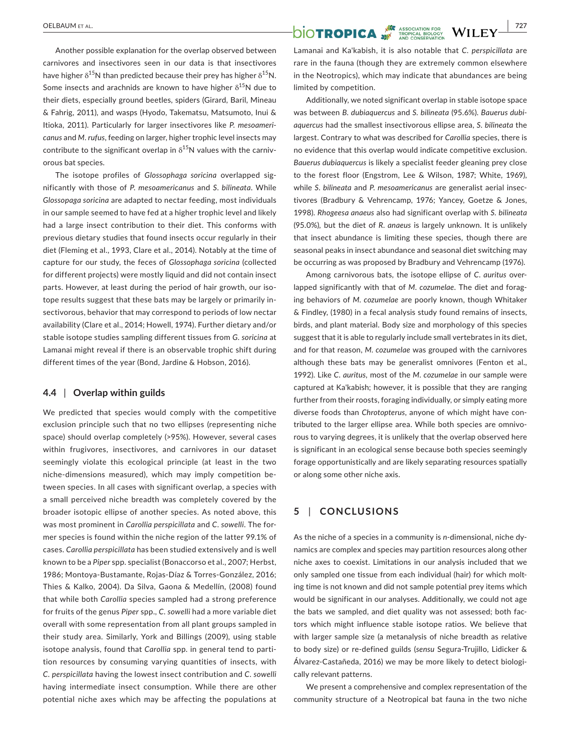Another possible explanation for the overlap observed between carnivores and insectivores seen in our data is that insectivores have higher $\delta^{15}$N than predicted because their prey has higher $\delta^{15}$N. Some insects and arachnids are known to have higher $\delta^{15}$N due to their diets, especially ground beetles, spiders (Girard, Baril, Mineau & Fahrig, 2011), and wasps (Hyodo, Takematsu, Matsumoto, Inui & Itioka, 2011). Particularly for larger insectivores like *P. mesoamericanus* and *M. rufus*, feeding on larger, higher trophic level insects may contribute to the significant overlap in $\delta^{15}$N values with the carnivorous bat species.

The isotope profiles of *Glossophaga soricina* overlapped significantly with those of *P. mesoamericanus* and *S. bilineata*. While *Glossopaga soricina* are adapted to nectar feeding, most individuals in our sample seemed to have fed at a higher trophic level and likely had a large insect contribution to their diet. This conforms with previous dietary studies that found insects occur regularly in their diet (Fleming et al., 1993, Clare et al., 2014). Notably at the time of capture for our study, the feces of *Glossophaga soricina* (collected for different projects) were mostly liquid and did not contain insect parts. However, at least during the period of hair growth, our isotope results suggest that these bats may be largely or primarily insectivorous, behavior that may correspond to periods of low nectar availability (Clare et al., 2014; Howell, 1974). Further dietary and/or stable isotope studies sampling different tissues from *G. soricina* at Lamanai might reveal if there is an observable trophic shift during different times of the year (Bond, Jardine & Hobson, 2016).

### 4.4 | Overlap within guilds

We predicted that species would comply with the competitive exclusion principle such that no two ellipses (representing niche space) should overlap completely (>95%). However, several cases within frugivores, insectivores, and carnivores in our dataset seemingly violate this ecological principle (at least in the two niche-dimensions measured), which may imply competition between species. In all cases with significant overlap, a species with a small perceived niche breadth was completely covered by the broader isotopic ellipse of another species. As noted above, this was most prominent in *Carollia perspicillata* and *C. sowelli*. The former species is found within the niche region of the latter 99.1% of cases. *Carollia perspicillata* has been studied extensively and is well known to be a *Piper* spp. specialist (Bonaccorso et al., 2007; Herbst, 1986; Montoya-Bustamante, Rojas-Díaz & Torres-González, 2016; Thies & Kalko, 2004). Da Silva, Gaona & Medellín, (2008) found that while both *Carollia* species sampled had a strong preference for fruits of the genus *Piper* spp., *C. sowelli* had a more variable diet overall with some representation from all plant groups sampled in their study area. Similarly, York and Billings (2009), using stable isotope analysis, found that *Carollia* spp. in general tend to partition resources by consuming varying quantities of insects, with *C. perspicillata* having the lowest insect contribution and *C. sowelli* having intermediate insect consumption. While there are other potential niche axes which may be affecting the populations at Lamanai and Ka'kabish, it is also notable that *C. perspicillata* are rare in the fauna (though they are extremely common elsewhere in the Neotropics), which may indicate that abundances are being limited by competition.

Additionally, we noted significant overlap in stable isotope space was between *B. dubiaquercus* and *S. bilineata* (95.6%). *Bauerus dubiaquercus* had the smallest insectivorous ellipse area, *S. bilineata* the largest. Contrary to what was described for *Carollia* species, there is no evidence that this overlap would indicate competitive exclusion. *Bauerus dubiaquercus* is likely a specialist feeder gleaning prey close to the forest floor (Engstrom, Lee & Wilson, 1987; White, 1969), while *S. bilineata* and *P. mesoamericanus* are generalist aerial insectivores (Bradbury & Vehrencamp, 1976; Yancey, Goetze & Jones, 1998). *Rhogeesa anaeus* also had significant overlap with *S. bilineata* (95.0%), but the diet of *R. anaeus* is largely unknown. It is unlikely that insect abundance is limiting these species, though there are seasonal peaks in insect abundance and seasonal diet switching may be occurring as was proposed by Bradbury and Vehrencamp (1976).

Among carnivorous bats, the isotope ellipse of *C. auritus* overlapped significantly with that of *M. cozumelae*. The diet and foraging behaviors of *M. cozumelae* are poorly known, though Whitaker & Findley, (1980) in a fecal analysis study found remains of insects, birds, and plant material. Body size and morphology of this species suggest that it is able to regularly include small vertebrates in its diet, and for that reason, *M. cozumelae* was grouped with the carnivores although these bats may be generalist omnivores (Fenton et al., 1992). Like *C. auritus*, most of the *M. cozumelae* in our sample were captured at Ka'kabish; however, it is possible that they are ranging further from their roosts, foraging individually, or simply eating more diverse foods than *Chrotopterus*, anyone of which might have contributed to the larger ellipse area. While both species are omnivorous to varying degrees, it is unlikely that the overlap observed here is significant in an ecological sense because both species seemingly forage opportunistically and are likely separating resources spatially or along some other niche axis.

## 5 | CONCLUSIONS

As the niche of a species in a community is *n*-dimensional, niche dynamics are complex and species may partition resources along other niche axes to coexist. Limitations in our analysis included that we only sampled one tissue from each individual (hair) for which molting time is not known and did not sample potential prey items which would be significant in our analyses. Additionally, we could not age the bats we sampled, and diet quality was not assessed; both factors which might influence stable isotope ratios. We believe that with larger sample size (a metanalysis of niche breadth as relative to body size) or re-defined guilds (*sensu* Segura-Trujillo, Lidicker & Álvarez-Castañeda, 2016) we may be more likely to detect biologically relevant patterns.

We present a comprehensive and complex representation of the community structure of a Neotropical bat fauna in the two niche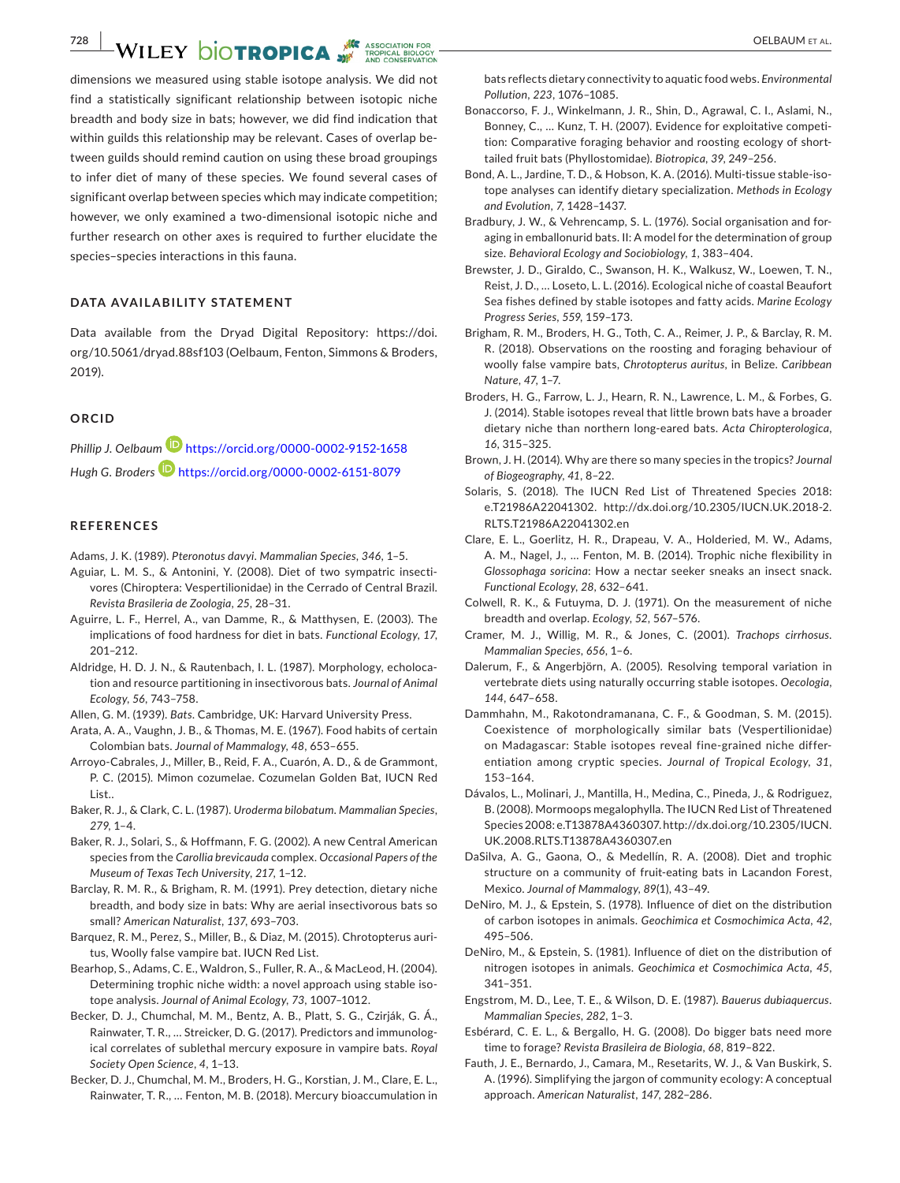dimensions we measured using stable isotope analysis. We did not find a statistically significant relationship between isotopic niche breadth and body size in bats; however, we did find indication that within guilds this relationship may be relevant. Cases of overlap between guilds should remind caution on using these broad groupings to infer diet of many of these species. We found several cases of significant overlap between species which may indicate competition; however, we only examined a two-dimensional isotopic niche and further research on other axes is required to further elucidate the species–species interactions in this fauna.

## DATA AVAILABILITY STATEMENT

Data available from the Dryad Digital Repository: https://doi.org/10.5061/dryad.88sf103 (Oelbaum, Fenton, Simmons & Broders, 2019).

## ORCID

*Phillip J. Oelbaum* https://orcid.org/0000-0002-9152-1658

*Hugh G. Broders* https://orcid.org/0000-0002-6151-8079

## REFERENCES

Adams, J. K. (1989). *Pteronotus davyi*. *Mammalian Species*, *346*, 1–5.

Aguiar, L. M. S., & Antonini, Y. (2008). Diet of two sympatric insectivores (Chiroptera: Vespertilionidae) in the Cerrado of Central Brazil. *Revista Brasileria de Zoologia*, *25*, 28–31.

Aguirre, L. F., Herrel, A., van Damme, R., & Matthysen, E. (2003). The implications of food hardness for diet in bats. *Functional Ecology*, *17*, 201–212.

Aldridge, H. D. J. N., & Rautenbach, I. L. (1987). Morphology, echolocation and resource partitioning in insectivorous bats. *Journal of Animal Ecology*, *56*, 743–758.

Allen, G. M. (1939). *Bats*. Cambridge, UK: Harvard University Press.

Arata, A. A., Vaughn, J. B., & Thomas, M. E. (1967). Food habits of certain Colombian bats. *Journal of Mammalogy*, *48*, 653–655.

Arroyo-Cabrales, J., Miller, B., Reid, F. A., Cuarón, A. D., & de Grammont, P. C. (2015). Mimon cozumelae. Cozumelan Golden Bat, IUCN Red List..

Baker, R. J., & Clark, C. L. (1987). *Uroderma bilobatum*. *Mammalian Species*, *279*, 1–4.

Baker, R. J., Solari, S., & Hoffmann, F. G. (2002). A new Central American species from the *Carollia brevicauda* complex. *Occasional Papers of the Museum of Texas Tech University*, *217*, 1–12.

Barclay, R. M. R., & Brigham, R. M. (1991). Prey detection, dietary niche breadth, and body size in bats: Why are aerial insectivorous bats so small? *American Naturalist*, *137*, 693–703.

Barquez, R. M., Perez, S., Miller, B., & Diaz, M. (2015). Chrotopterus auritus, Woolly false vampire bat. IUCN Red List.

Bearhop, S., Adams, C. E., Waldron, S., Fuller, R. A., & MacLeod, H. (2004). Determining trophic niche width: a novel approach using stable isotope analysis. *Journal of Animal Ecology*, *73*, 1007–1012.

Becker, D. J., Chumchal, M. M., Bentz, A. B., Platt, S. G., Czirják, G. Á., Rainwater, T. R., … Streicker, D. G. (2017). Predictors and immunological correlates of sublethal mercury exposure in vampire bats. *Royal Society Open Science*, *4*, 1–13.

Becker, D. J., Chumchal, M. M., Broders, H. G., Korstian, J. M., Clare, E. L., Rainwater, T. R., … Fenton, M. B. (2018). Mercury bioaccumulation in bats reflects dietary connectivity to aquatic food webs. *Environmental Pollution*, *223*, 1076–1085.

Bonaccorso, F. J., Winkelmann, J. R., Shin, D., Agrawal, C. I., Aslami, N., Bonney, C., … Kunz, T. H. (2007). Evidence for exploitative competition: Comparative foraging behavior and roosting ecology of short-tailed fruit bats (Phyllostomidae). *Biotropica*, *39*, 249–256.

Bond, A. L., Jardine, T. D., & Hobson, K. A. (2016). Multi-tissue stable-isotope analyses can identify dietary specialization. *Methods in Ecology and Evolution*, *7*, 1428–1437.

Bradbury, J. W., & Vehrencamp, S. L. (1976). Social organisation and foraging in emballonurid bats. II: A model for the determination of group size. *Behavioral Ecology and Sociobiology*, *1*, 383–404.

Brewster, J. D., Giraldo, C., Swanson, H. K., Walkusz, W., Loewen, T. N., Reist, J. D., … Loseto, L. L. (2016). Ecological niche of coastal Beaufort Sea fishes defined by stable isotopes and fatty acids. *Marine Ecology Progress Series*, *559*, 159–173.

Brigham, R. M., Broders, H. G., Toth, C. A., Reimer, J. P., & Barclay, R. M. R. (2018). Observations on the roosting and foraging behaviour of woolly false vampire bats, *Chrotopterus auritus*, in Belize. *Caribbean Nature*, *47*, 1–7.

Broders, H. G., Farrow, L. J., Hearn, R. N., Lawrence, L. M., & Forbes, G. J. (2014). Stable isotopes reveal that little brown bats have a broader dietary niche than northern long-eared bats. *Acta Chiropterologica*, *16*, 315–325.

Brown, J. H. (2014). Why are there so many species in the tropics? *Journal of Biogeography*, *41*, 8–22.

Solaris, S. (2018). The IUCN Red List of Threatened Species 2018: e.T21986A22041302. http://dx.doi.org/10.2305/IUCN.UK.2018-2.RLTS.T21986A22041302.en

Clare, E. L., Goerlitz, H. R., Drapeau, V. A., Holderied, M. W., Adams, A. M., Nagel, J., … Fenton, M. B. (2014). Trophic niche flexibility in *Glossophaga soricina*: How a nectar seeker sneaks an insect snack. *Functional Ecology*, *28*, 632–641.

Colwell, R. K., & Futuyma, D. J. (1971). On the measurement of niche breadth and overlap. *Ecology*, *52*, 567–576.

Cramer, M. J., Willig, M. R., & Jones, C. (2001). *Trachops cirrhosus*. *Mammalian Species*, *656*, 1–6.

Dalerum, F., & Angerbjörn, A. (2005). Resolving temporal variation in vertebrate diets using naturally occurring stable isotopes. *Oecologia*, *144*, 647–658.

Dammhahn, M., Rakotondramanana, C. F., & Goodman, S. M. (2015). Coexistence of morphologically similar bats (Vespertilionidae) on Madagascar: Stable isotopes reveal fine-grained niche differentiation among cryptic species. *Journal of Tropical Ecology*, *31*, 153–164.

Dávalos, L., Molinari, J., Mantilla, H., Medina, C., Pineda, J., & Rodriguez, B. (2008). Mormoops megalophylla. The IUCN Red List of Threatened Species 2008: e.T13878A4360307. http://dx.doi.org/10.2305/IUCN.UK.2008.RLTS.T13878A4360307.en

DaSilva, A. G., Gaona, O., & Medellín, R. A. (2008). Diet and trophic structure on a community of fruit-eating bats in Lacandon Forest, Mexico. *Journal of Mammalogy*, *89*(1), 43–49.

DeNiro, M. J., & Epstein, S. (1978). Influence of diet on the distribution of carbon isotopes in animals. *Geochimica et Cosmochimica Acta*, *42*, 495–506.

DeNiro, M., & Epstein, S. (1981). Influence of diet on the distribution of nitrogen isotopes in animals. *Geochimica et Cosmochimica Acta*, *45*, 341–351.

Engstrom, M. D., Lee, T. E., & Wilson, D. E. (1987). *Bauerus dubiaquercus*. *Mammalian Species*, *282*, 1–3.

Esbérard, C. E. L., & Bergallo, H. G. (2008). Do bigger bats need more time to forage? *Revista Brasileira de Biologia*, *68*, 819–822.

Fauth, J. E., Bernardo, J., Camara, M., Resetarits, W. J., & Van Buskirk, S. A. (1996). Simplifying the jargon of community ecology: A conceptual approach. *American Naturalist*, *147*, 282–286.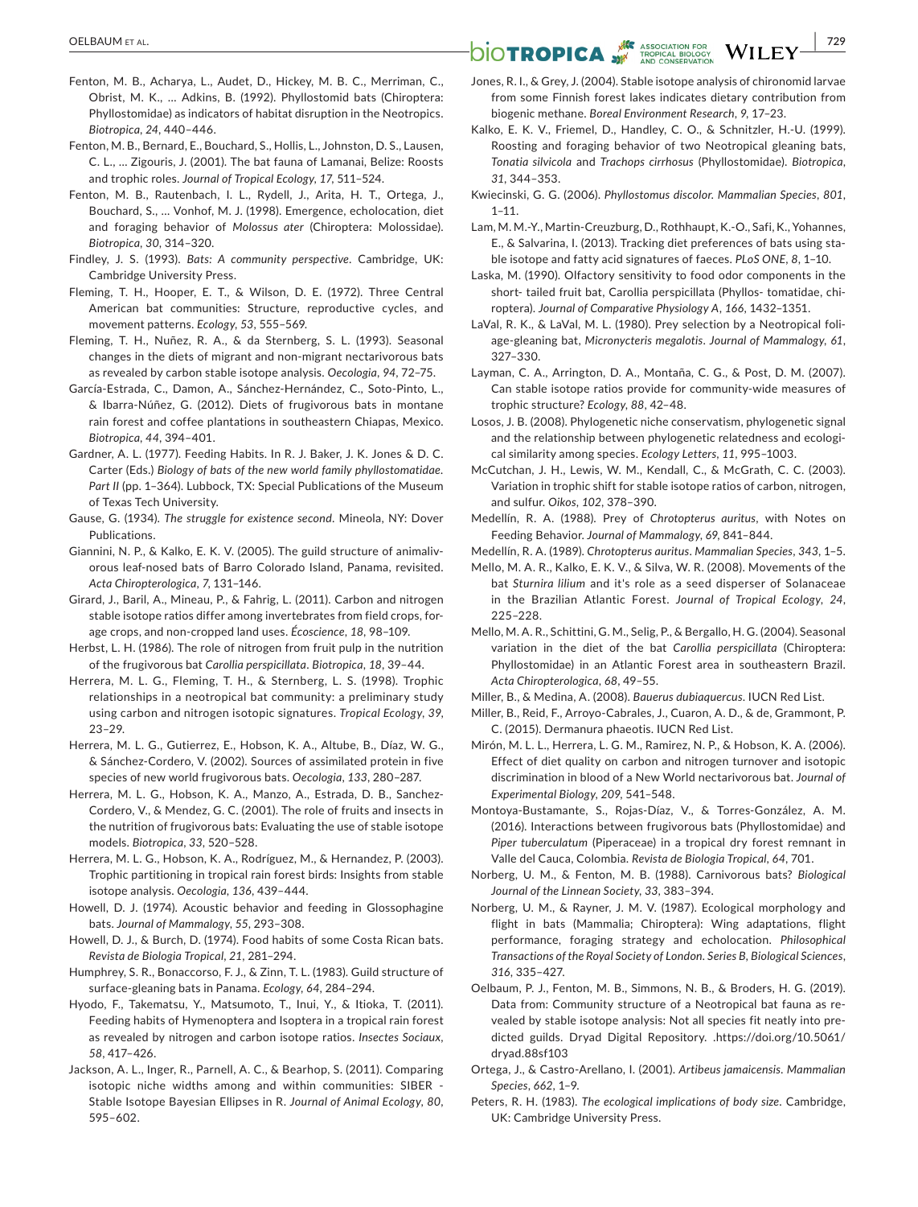Fenton, M. B., Acharya, L., Audet, D., Hickey, M. B. C., Merriman, C., Obrist, M. K., … Adkins, B. (1992). Phyllostomid bats (Chiroptera: Phyllostomidae) as indicators of habitat disruption in the Neotropics. *Biotropica*, *24*, 440–446.

Fenton, M. B., Bernard, E., Bouchard, S., Hollis, L., Johnston, D. S., Lausen, C. L., … Zigouris, J. (2001). The bat fauna of Lamanai, Belize: Roosts and trophic roles. *Journal of Tropical Ecology*, *17*, 511–524.

Fenton, M. B., Rautenbach, I. L., Rydell, J., Arita, H. T., Ortega, J., Bouchard, S., … Vonhof, M. J. (1998). Emergence, echolocation, diet and foraging behavior of *Molossus ater* (Chiroptera: Molossidae). *Biotropica*, *30*, 314–320.

Findley, J. S. (1993). *Bats: A community perspective*. Cambridge, UK: Cambridge University Press.

Fleming, T. H., Hooper, E. T., & Wilson, D. E. (1972). Three Central American bat communities: Structure, reproductive cycles, and movement patterns. *Ecology*, *53*, 555–569.

Fleming, T. H., Nuñez, R. A., & da Sternberg, S. L. (1993). Seasonal changes in the diets of migrant and non-migrant nectarivorous bats as revealed by carbon stable isotope analysis. *Oecologia*, *94*, 72–75.

García-Estrada, C., Damon, A., Sánchez-Hernández, C., Soto-Pinto, L., & Ibarra-Núñez, G. (2012). Diets of frugivorous bats in montane rain forest and coffee plantations in southeastern Chiapas, Mexico. *Biotropica*, *44*, 394–401.

Gardner, A. L. (1977). Feeding Habits. In R. J. Baker, J. K. Jones & D. C. Carter (Eds.) *Biology of bats of the new world family phyllostomatidae. Part II* (pp. 1–364). Lubbock, TX: Special Publications of the Museum of Texas Tech University.

Gause, G. (1934). *The struggle for existence second*. Mineola, NY: Dover Publications.

Giannini, N. P., & Kalko, E. K. V. (2005). The guild structure of animalivorous leaf-nosed bats of Barro Colorado Island, Panama, revisited. *Acta Chiropterologica*, *7*, 131–146.

Girard, J., Baril, A., Mineau, P., & Fahrig, L. (2011). Carbon and nitrogen stable isotope ratios differ among invertebrates from field crops, forage crops, and non-cropped land uses. *Écoscience*, *18*, 98–109.

Herbst, L. H. (1986). The role of nitrogen from fruit pulp in the nutrition of the frugivorous bat *Carollia perspicillata*. *Biotropica*, *18*, 39–44.

Herrera, M. L. G., Fleming, T. H., & Sternberg, L. S. (1998). Trophic relationships in a neotropical bat community: a preliminary study using carbon and nitrogen isotopic signatures. *Tropical Ecology*, *39*, 23–29.

Herrera, M. L. G., Gutierrez, E., Hobson, K. A., Altube, B., Díaz, W. G., & Sánchez-Cordero, V. (2002). Sources of assimilated protein in five species of new world frugivorous bats. *Oecologia*, *133*, 280–287.

Herrera, M. L. G., Hobson, K. A., Manzo, A., Estrada, D. B., Sanchez-Cordero, V., & Mendez, G. C. (2001). The role of fruits and insects in the nutrition of frugivorous bats: Evaluating the use of stable isotope models. *Biotropica*, *33*, 520–528.

Herrera, M. L. G., Hobson, K. A., Rodríguez, M., & Hernandez, P. (2003). Trophic partitioning in tropical rain forest birds: Insights from stable isotope analysis. *Oecologia*, *136*, 439–444.

Howell, D. J. (1974). Acoustic behavior and feeding in Glossophagine bats. *Journal of Mammalogy*, *55*, 293–308.

Howell, D. J., & Burch, D. (1974). Food habits of some Costa Rican bats. *Revista de Biologia Tropical*, *21*, 281–294.

Humphrey, S. R., Bonaccorso, F. J., & Zinn, T. L. (1983). Guild structure of surface-gleaning bats in Panama. *Ecology*, *64*, 284–294.

Hyodo, F., Takematsu, Y., Matsumoto, T., Inui, Y., & Itioka, T. (2011). Feeding habits of Hymenoptera and Isoptera in a tropical rain forest as revealed by nitrogen and carbon isotope ratios. *Insectes Sociaux*, *58*, 417–426.

Jackson, A. L., Inger, R., Parnell, A. C., & Bearhop, S. (2011). Comparing isotopic niche widths among and within communities: SIBER - Stable Isotope Bayesian Ellipses in R. *Journal of Animal Ecology*, *80*, 595–602.

Jones, R. I., & Grey, J. (2004). Stable isotope analysis of chironomid larvae from some Finnish forest lakes indicates dietary contribution from biogenic methane. *Boreal Environment Research*, *9*, 17–23.

Kalko, E. K. V., Friemel, D., Handley, C. O., & Schnitzler, H.-U. (1999). Roosting and foraging behavior of two Neotropical gleaning bats, *Tonatia silvicola* and *Trachops cirrhosus* (Phyllostomidae). *Biotropica*, *31*, 344–353.

Kwiecinski, G. G. (2006). *Phyllostomus discolor*. *Mammalian Species*, *801*, 1–11.

Lam, M. M.-Y., Martin-Creuzburg, D., Rothhaupt, K.-O., Safi, K., Yohannes, E., & Salvarina, I. (2013). Tracking diet preferences of bats using stable isotope and fatty acid signatures of faeces. *PLoS ONE*, *8*, 1–10.

Laska, M. (1990). Olfactory sensitivity to food odor components in the short- tailed fruit bat, Carollia perspicillata (Phyllos- tomatidae, chiroptera). *Journal of Comparative Physiology A*, *166*, 1432–1351.

LaVal, R. K., & LaVal, M. L. (1980). Prey selection by a Neotropical foliage-gleaning bat, *Micronycteris megalotis*. *Journal of Mammalogy*, *61*, 327–330.

Layman, C. A., Arrington, D. A., Montaña, C. G., & Post, D. M. (2007). Can stable isotope ratios provide for community-wide measures of trophic structure? *Ecology*, *88*, 42–48.

Losos, J. B. (2008). Phylogenetic niche conservatism, phylogenetic signal and the relationship between phylogenetic relatedness and ecological similarity among species. *Ecology Letters*, *11*, 995–1003.

McCutchan, J. H., Lewis, W. M., Kendall, C., & McGrath, C. C. (2003). Variation in trophic shift for stable isotope ratios of carbon, nitrogen, and sulfur. *Oikos*, *102*, 378–390.

Medellín, R. A. (1988). Prey of *Chrotopterus auritus*, with Notes on Feeding Behavior. *Journal of Mammalogy*, *69*, 841–844.

Medellín, R. A. (1989). *Chrotopterus auritus*. *Mammalian Species*, *343*, 1–5.

Mello, M. A. R., Kalko, E. K. V., & Silva, W. R. (2008). Movements of the bat *Sturnira lilium* and it's role as a seed disperser of Solanaceae in the Brazilian Atlantic Forest. *Journal of Tropical Ecology*, *24*, 225–228.

Mello, M. A. R., Schittini, G. M., Selig, P., & Bergallo, H. G. (2004). Seasonal variation in the diet of the bat *Carollia perspicillata* (Chiroptera: Phyllostomidae) in an Atlantic Forest area in southeastern Brazil. *Acta Chiropterologica*, *68*, 49–55.

Miller, B., & Medina, A. (2008). *Bauerus dubiaquercus*. IUCN Red List.

Miller, B., Reid, F., Arroyo-Cabrales, J., Cuaron, A. D., & de, Grammont, P. C. (2015). Dermanura phaeotis. IUCN Red List.

Mirón, M. L. L., Herrera, L. G. M., Ramirez, N. P., & Hobson, K. A. (2006). Effect of diet quality on carbon and nitrogen turnover and isotopic discrimination in blood of a New World nectarivorous bat. *Journal of Experimental Biology*, *209*, 541–548.

Montoya-Bustamante, S., Rojas-Díaz, V., & Torres-González, A. M. (2016). Interactions between frugivorous bats (Phyllostomidae) and *Piper tuberculatum* (Piperaceae) in a tropical dry forest remnant in Valle del Cauca, Colombia. *Revista de Biologia Tropical*, *64*, 701.

Norberg, U. M., & Fenton, M. B. (1988). Carnivorous bats? *Biological Journal of the Linnean Society*, *33*, 383–394.

Norberg, U. M., & Rayner, J. M. V. (1987). Ecological morphology and flight in bats (Mammalia; Chiroptera): Wing adaptations, flight performance, foraging strategy and echolocation. *Philosophical Transactions of the Royal Society of London. Series B, Biological Sciences*, *316*, 335–427.

Oelbaum, P. J., Fenton, M. B., Simmons, N. B., & Broders, H. G. (2019). Data from: Community structure of a Neotropical bat fauna as revealed by stable isotope analysis: Not all species fit neatly into predicted guilds. Dryad Digital Repository. .https://doi.org/10.5061/dryad.88sf103

Ortega, J., & Castro-Arellano, I. (2001). *Artibeus jamaicensis*. *Mammalian Species*, *662*, 1–9.

Peters, R. H. (1983). *The ecological implications of body size*. Cambridge, UK: Cambridge University Press.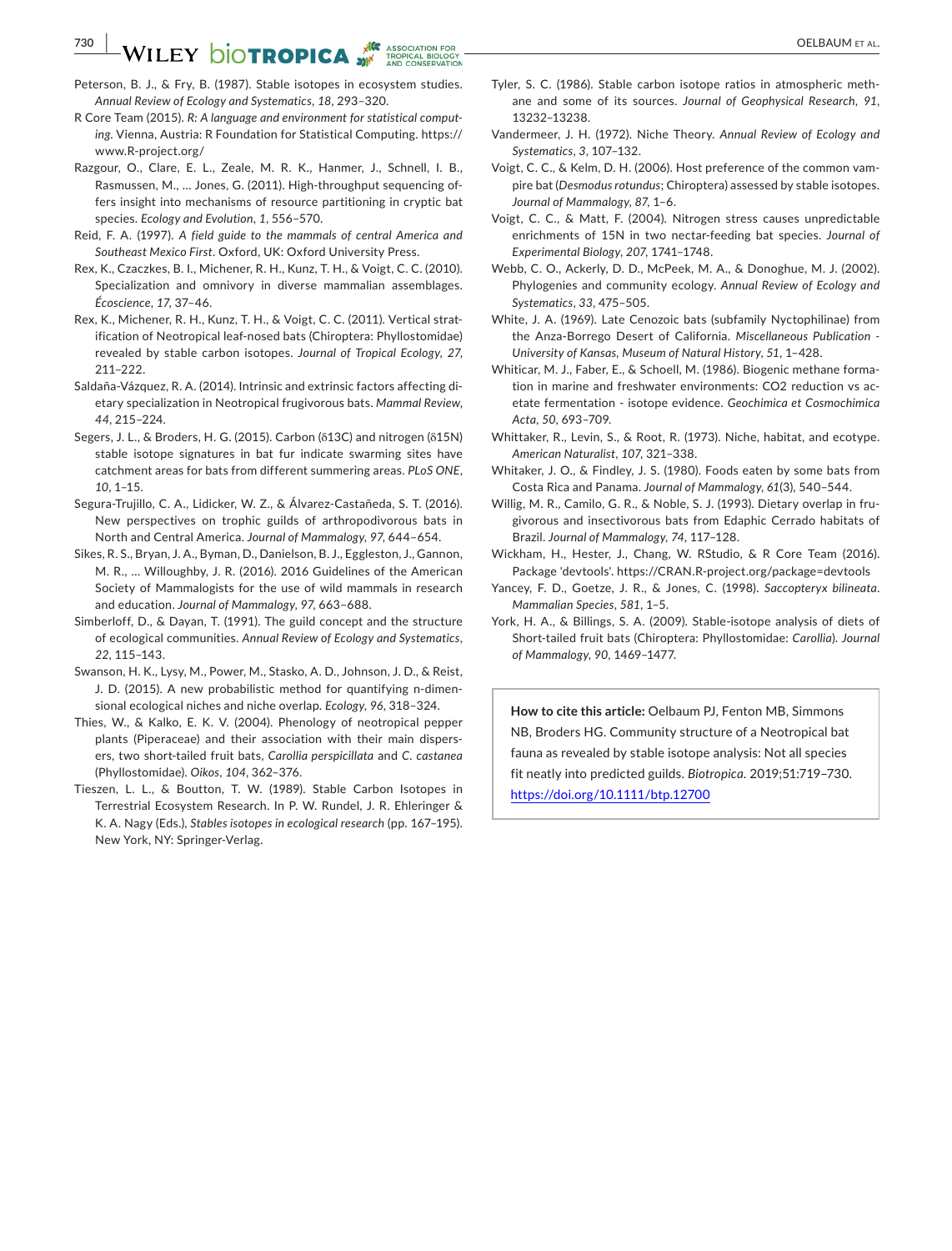Peterson, B. J., & Fry, B. (1987). Stable isotopes in ecosystem studies. *Annual Review of Ecology and Systematics*, *18*, 293–320.

R Core Team (2015). *R: A language and environment for statistical computing*. Vienna, Austria: R Foundation for Statistical Computing. https://www.R-project.org/

Razgour, O., Clare, E. L., Zeale, M. R. K., Hanmer, J., Schnell, I. B., Rasmussen, M., … Jones, G. (2011). High-throughput sequencing offers insight into mechanisms of resource partitioning in cryptic bat species. *Ecology and Evolution*, *1*, 556–570.

Reid, F. A. (1997). *A field guide to the mammals of central America and Southeast Mexico First*. Oxford, UK: Oxford University Press.

Rex, K., Czaczkes, B. I., Michener, R. H., Kunz, T. H., & Voigt, C. C. (2010). Specialization and omnivory in diverse mammalian assemblages. *Écoscience*, *17*, 37–46.

Rex, K., Michener, R. H., Kunz, T. H., & Voigt, C. C. (2011). Vertical stratification of Neotropical leaf-nosed bats (Chiroptera: Phyllostomidae) revealed by stable carbon isotopes. *Journal of Tropical Ecology*, *27*, 211–222.

Saldaña-Vázquez, R. A. (2014). Intrinsic and extrinsic factors affecting dietary specialization in Neotropical frugivorous bats. *Mammal Review*, *44*, 215–224.

Segers, J. L., & Broders, H. G. (2015). Carbon (δ13C) and nitrogen (δ15N) stable isotope signatures in bat fur indicate swarming sites have catchment areas for bats from different summering areas. *PLoS ONE*, *10*, 1–15.

Segura-Trujillo, C. A., Lidicker, W. Z., & Álvarez-Castañeda, S. T. (2016). New perspectives on trophic guilds of arthropodivorous bats in North and Central America. *Journal of Mammalogy*, *97*, 644–654.

Sikes, R. S., Bryan, J. A., Byman, D., Danielson, B. J., Eggleston, J., Gannon, M. R., … Willoughby, J. R. (2016). 2016 Guidelines of the American Society of Mammalogists for the use of wild mammals in research and education. *Journal of Mammalogy*, *97*, 663–688.

Simberloff, D., & Dayan, T. (1991). The guild concept and the structure of ecological communities. *Annual Review of Ecology and Systematics*, *22*, 115–143.

Swanson, H. K., Lysy, M., Power, M., Stasko, A. D., Johnson, J. D., & Reist, J. D. (2015). A new probabilistic method for quantifying n-dimensional ecological niches and niche overlap. *Ecology*, *96*, 318–324.

Thies, W., & Kalko, E. K. V. (2004). Phenology of neotropical pepper plants (Piperaceae) and their association with their main dispersers, two short-tailed fruit bats, *Carollia perspicillata* and *C. castanea* (Phyllostomidae). *Oikos*, *104*, 362–376.

Tieszen, L. L., & Boutton, T. W. (1989). Stable Carbon Isotopes in Terrestrial Ecosystem Research. In P. W. Rundel, J. R. Ehleringer & K. A. Nagy (Eds.), *Stables isotopes in ecological research* (pp. 167–195). New York, NY: Springer-Verlag.

Tyler, S. C. (1986). Stable carbon isotope ratios in atmospheric methane and some of its sources. *Journal of Geophysical Research*, *91*, 13232–13238.

Vandermeer, J. H. (1972). Niche Theory. *Annual Review of Ecology and Systematics*, *3*, 107–132.

Voigt, C. C., & Kelm, D. H. (2006). Host preference of the common vampire bat (*Desmodus rotundus*; Chiroptera) assessed by stable isotopes. *Journal of Mammalogy*, *87*, 1–6.

Voigt, C. C., & Matt, F. (2004). Nitrogen stress causes unpredictable enrichments of 15N in two nectar-feeding bat species. *Journal of Experimental Biology*, *207*, 1741–1748.

Webb, C. O., Ackerly, D. D., McPeek, M. A., & Donoghue, M. J. (2002). Phylogenies and community ecology. *Annual Review of Ecology and Systematics*, *33*, 475–505.

White, J. A. (1969). Late Cenozoic bats (subfamily Nyctophilinae) from the Anza-Borrego Desert of California. *Miscellaneous Publication - University of Kansas, Museum of Natural History*, *51*, 1–428.

Whiticar, M. J., Faber, E., & Schoell, M. (1986). Biogenic methane formation in marine and freshwater environments: CO2 reduction vs acetate fermentation - isotope evidence. *Geochimica et Cosmochimica Acta*, *50*, 693–709.

Whittaker, R., Levin, S., & Root, R. (1973). Niche, habitat, and ecotype. *American Naturalist*, *107*, 321–338.

Whitaker, J. O., & Findley, J. S. (1980). Foods eaten by some bats from Costa Rica and Panama. *Journal of Mammalogy*, *61*(3), 540–544.

Willig, M. R., Camilo, G. R., & Noble, S. J. (1993). Dietary overlap in frugivorous and insectivorous bats from Edaphic Cerrado habitats of Brazil. *Journal of Mammalogy*, *74*, 117–128.

Wickham, H., Hester, J., Chang, W. RStudio, & R Core Team (2016). Package 'devtools'. https://CRAN.R-project.org/package=devtools

Yancey, F. D., Goetze, J. R., & Jones, C. (1998). *Saccopteryx bilineata*. *Mammalian Species*, *581*, 1–5.

York, H. A., & Billings, S. A. (2009). Stable-isotope analysis of diets of Short-tailed fruit bats (Chiroptera: Phyllostomidae: *Carollia*). *Journal of Mammalogy*, *90*, 1469–1477.

**How to cite this article:** Oelbaum PJ, Fenton MB, Simmons NB, Broders HG. Community structure of a Neotropical bat fauna as revealed by stable isotope analysis: Not all species fit neatly into predicted guilds. *Biotropica*. 2019;51:719–730. https://doi.org/10.1111/btp.12700